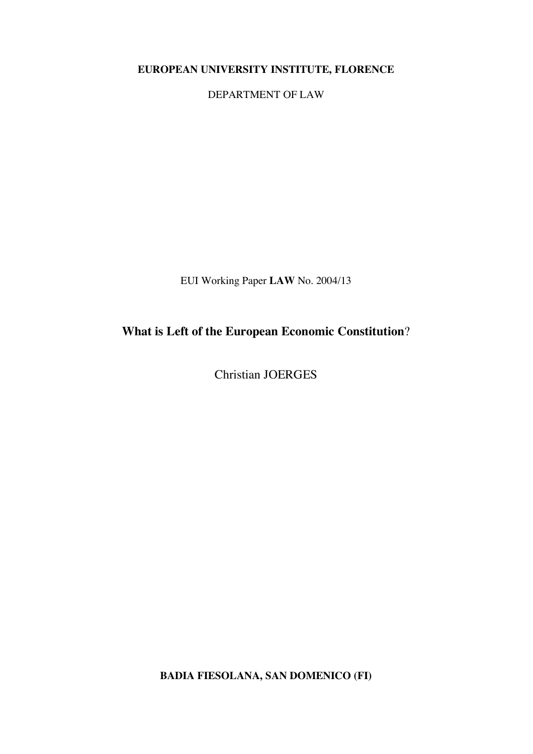**EUROPEAN UNIVERSITY INSTITUTE, FLORENCE**

DEPARTMENT OF LAW

EUI Working Paper **LAW** No. 2004/13

# What is Left of the European Economic Constitution?

Christian JOERGES

**BADIA FIESOLANA, SAN DOMENICO (FI)**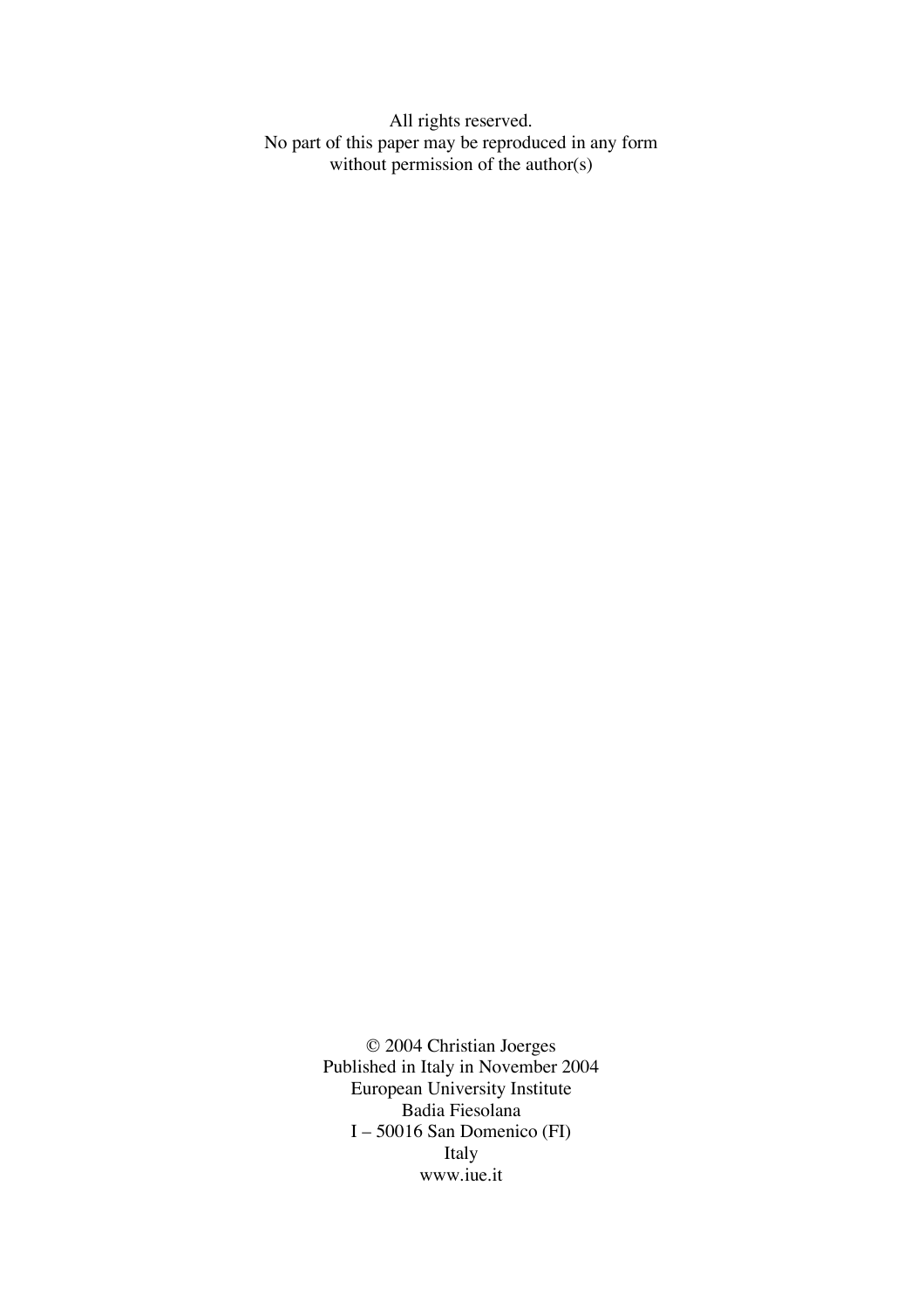All rights reserved.
No part of this paper may be reproduced in any form
without permission of the author(s)

© 2004 Christian Joerges
Published in Italy in November 2004
European University Institute
Badia Fiesolana
I – 50016 San Domenico (FI)
Italy
www.iue.it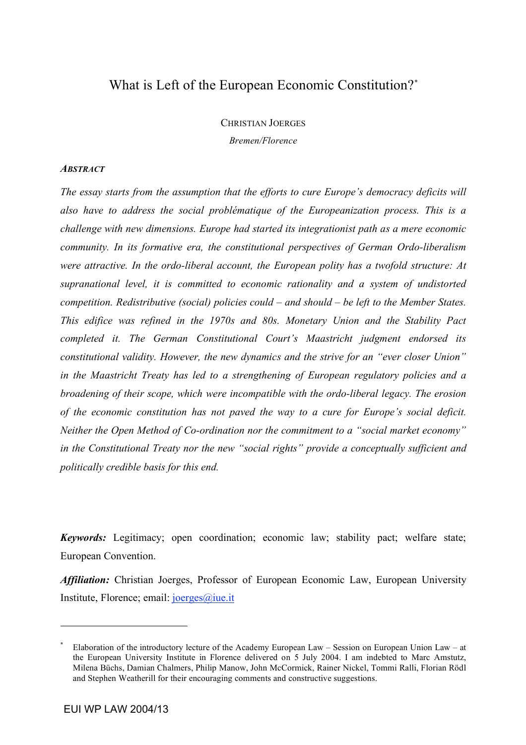# What is Left of the European Economic Constitution?[*]

CHRISTIAN JOERGES

*Bremen/Florence*

***ABSTRACT***

*The essay starts from the assumption that the efforts to cure Europe's democracy deficits will also have to address the social problématique of the Europeanization process. This is a challenge with new dimensions. Europe had started its integrationist path as a mere economic community. In its formative era, the constitutional perspectives of German Ordo-liberalism were attractive. In the ordo-liberal account, the European polity has a twofold structure: At supranational level, it is committed to economic rationality and a system of undistorted competition. Redistributive (social) policies could – and should – be left to the Member States. This edifice was refined in the 1970s and 80s. Monetary Union and the Stability Pact completed it. The German Constitutional Court's Maastricht judgment endorsed its constitutional validity. However, the new dynamics and the strive for an "ever closer Union" in the Maastricht Treaty has led to a strengthening of European regulatory policies and a broadening of their scope, which were incompatible with the ordo-liberal legacy. The erosion of the economic constitution has not paved the way to a cure for Europe's social deficit. Neither the Open Method of Co-ordination nor the commitment to a "social market economy" in the Constitutional Treaty nor the new "social rights" provide a conceptually sufficient and politically credible basis for this end.*

***Keywords:*** Legitimacy; open coordination; economic law; stability pact; welfare state; European Convention.

***Affiliation:*** Christian Joerges, Professor of European Economic Law, European University Institute, Florence; email: joerges@iue.it

---

[*] Elaboration of the introductory lecture of the Academy European Law – Session on European Union Law – at the European University Institute in Florence delivered on 5 July 2004. I am indebted to Marc Amstutz, Milena Büchs, Damian Chalmers, Philip Manow, John McCormick, Rainer Nickel, Tommi Ralli, Florian Rödl and Stephen Weatherill for their encouraging comments and constructive suggestions.

EUI WP LAW 2004/13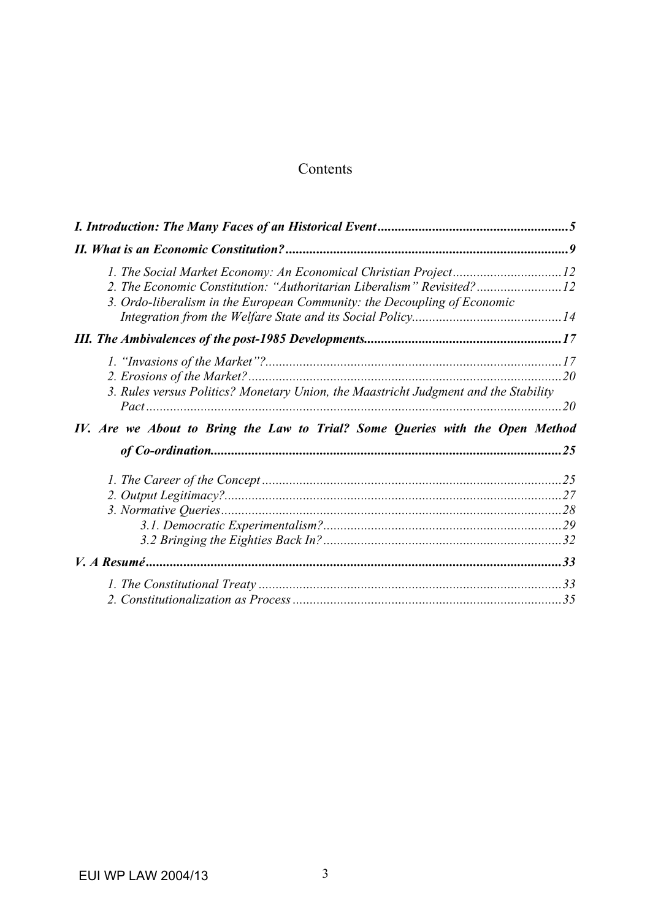# Contents

***I. Introduction: The Many Faces of an Historical Event*** ........................................................ ***5***

***II. What is an Economic Constitution?*** ................................................................................. ***9***

*1. The Social Market Economy: An Economical Christian Project* ................................ *12*
*2. The Economic Constitution: "Authoritarian Liberalism" Revisited?* ......................... *12*
*3. Ordo-liberalism in the European Community: the Decoupling of Economic Integration from the Welfare State and its Social Policy* ............................................ *14*

***III. The Ambivalences of the post-1985 Developments*** .......................................................... ***17***

*1. "Invasions of the Market"?* ...................................................................................... *17*
*2. Erosions of the Market?* ........................................................................................... *20*
*3. Rules versus Politics? Monetary Union, the Maastricht Judgment and the Stability Pact* .......................................................................................................................... *20*

***IV. Are we About to Bring the Law to Trial? Some Queries with the Open Method of Co-ordination*** ....................................................................................................... ***25***

*1. The Career of the Concept* ........................................................................................ *25*
*2. Output Legitimacy?* ................................................................................................... *27*
*3. Normative Queries* .................................................................................................... *28*
*3.1. Democratic Experimentalism?* ...................................................................... *29*
*3.2 Bringing the Eighties Back In?* ...................................................................... *32*

***V. A Resumé*** .......................................................................................................................... ***33***

*1. The Constitutional Treaty* ......................................................................................... *33*
*2. Constitutionalization as Process* ............................................................................... *35*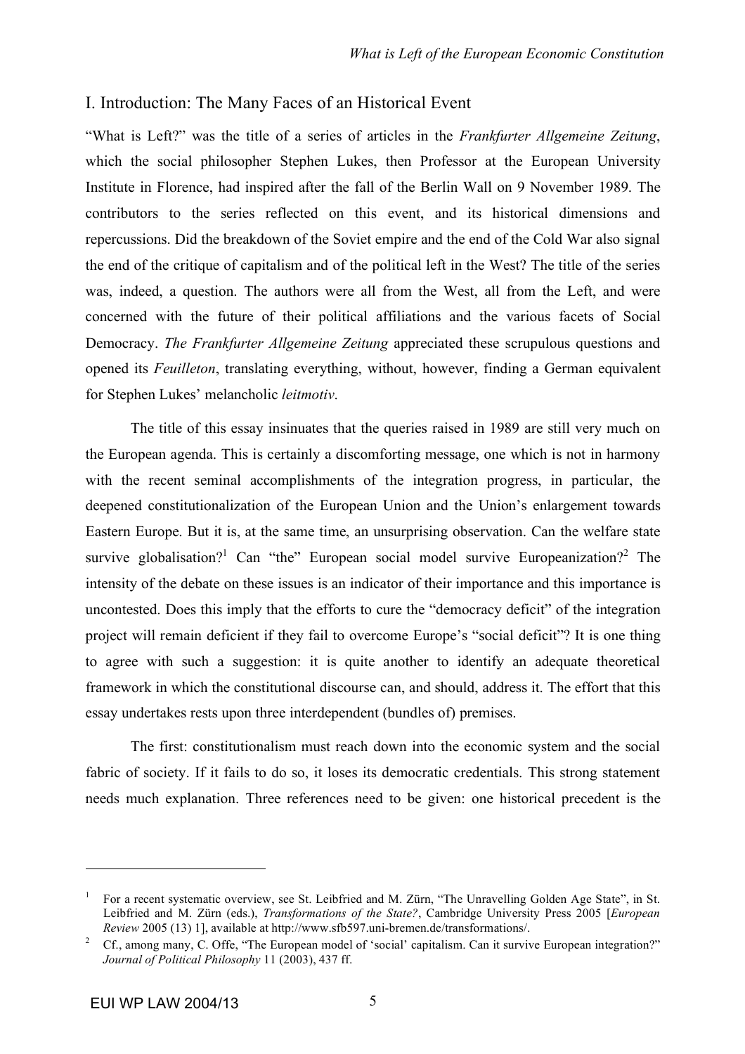## I. Introduction: The Many Faces of an Historical Event

"What is Left?" was the title of a series of articles in the *Frankfurter Allgemeine Zeitung*, which the social philosopher Stephen Lukes, then Professor at the European University Institute in Florence, had inspired after the fall of the Berlin Wall on 9 November 1989. The contributors to the series reflected on this event, and its historical dimensions and repercussions. Did the breakdown of the Soviet empire and the end of the Cold War also signal the end of the critique of capitalism and of the political left in the West? The title of the series was, indeed, a question. The authors were all from the West, all from the Left, and were concerned with the future of their political affiliations and the various facets of Social Democracy. *The Frankfurter Allgemeine Zeitung* appreciated these scrupulous questions and opened its *Feuilleton*, translating everything, without, however, finding a German equivalent for Stephen Lukes' melancholic *leitmotiv*.

The title of this essay insinuates that the queries raised in 1989 are still very much on the European agenda. This is certainly a discomforting message, one which is not in harmony with the recent seminal accomplishments of the integration progress, in particular, the deepened constitutionalization of the European Union and the Union's enlargement towards Eastern Europe. But it is, at the same time, an unsurprising observation. Can the welfare state survive globalisation?[1] Can "the" European social model survive Europeanization?[2] The intensity of the debate on these issues is an indicator of their importance and this importance is uncontested. Does this imply that the efforts to cure the "democracy deficit" of the integration project will remain deficient if they fail to overcome Europe's "social deficit"? It is one thing to agree with such a suggestion: it is quite another to identify an adequate theoretical framework in which the constitutional discourse can, and should, address it. The effort that this essay undertakes rests upon three interdependent (bundles of) premises.

The first: constitutionalism must reach down into the economic system and the social fabric of society. If it fails to do so, it loses its democratic credentials. This strong statement needs much explanation. Three references need to be given: one historical precedent is the

---

[1] For a recent systematic overview, see St. Leibfried and M. Zürn, "The Unravelling Golden Age State", in St. Leibfried and M. Zürn (eds.), *Transformations of the State?*, Cambridge University Press 2005 [*European Review* 2005 (13) 1], available at http://www.sfb597.uni-bremen.de/transformations/.

[2] Cf., among many, C. Offe, "The European model of 'social' capitalism. Can it survive European integration?" *Journal of Political Philosophy* 11 (2003), 437 ff.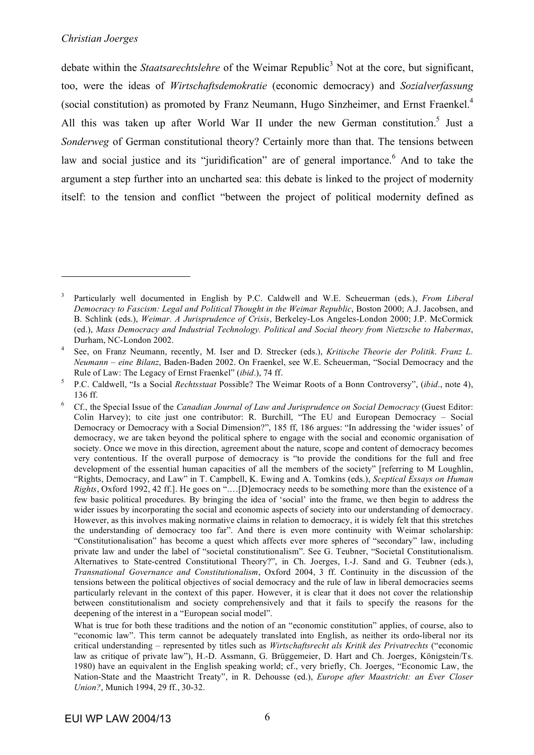debate within the *Staatsarechtslehre* of the Weimar Republic[3] Not at the core, but significant, too, were the ideas of *Wirtschaftsdemokratie* (economic democracy) and *Sozialverfassung* (social constitution) as promoted by Franz Neumann, Hugo Sinzheimer, and Ernst Fraenkel.[4] All this was taken up after World War II under the new German constitution.[5] Just a *Sonderweg* of German constitutional theory? Certainly more than that. The tensions between law and social justice and its "juridification" are of general importance.[6] And to take the argument a step further into an uncharted sea: this debate is linked to the project of modernity itself: to the tension and conflict "between the project of political modernity defined as

---

[3] Particularly well documented in English by P.C. Caldwell and W.E. Scheuerman (eds.), *From Liberal Democracy to Fascism: Legal and Political Thought in the Weimar Republic*, Boston 2000; A.J. Jacobsen, and B. Schlink (eds.), *Weimar. A Jurisprudence of Crisis*, Berkeley-Los Angeles-London 2000; J.P. McCormick (ed.), *Mass Democracy and Industrial Technology. Political and Social theory from Nietzsche to Habermas*, Durham, NC-London 2002.

[4] See, on Franz Neumann, recently, M. Iser and D. Strecker (eds.), *Kritische Theorie der Politik. Franz L. Neumann – eine Bilanz*, Baden-Baden 2002. On Fraenkel, see W.E. Scheuerman, "Social Democracy and the Rule of Law: The Legacy of Ernst Fraenkel" (*ibid*.), 74 ff.

[5] P.C. Caldwell, "Is a Social *Rechtsstaat* Possible? The Weimar Roots of a Bonn Controversy", (*ibid*., note 4), 136 ff.

[6] Cf., the Special Issue of the *Canadian Journal of Law and Jurisprudence on Social Democracy* (Guest Editor: Colin Harvey); to cite just one contributor: R. Burchill, "The EU and European Democracy – Social Democracy or Democracy with a Social Dimension?", 185 ff, 186 argues: "In addressing the 'wider issues' of democracy, we are taken beyond the political sphere to engage with the social and economic organisation of society. Once we move in this direction, agreement about the nature, scope and content of democracy becomes very contentious. If the overall purpose of democracy is "to provide the conditions for the full and free development of the essential human capacities of all the members of the society" [referring to M Loughlin, "Rights, Democracy, and Law" in T. Campbell, K. Ewing and A. Tomkins (eds.), *Sceptical Essays on Human Rights*, Oxford 1992, 42 ff.]. He goes on "….[D]emocracy needs to be something more than the existence of a few basic political procedures. By bringing the idea of 'social' into the frame, we then begin to address the wider issues by incorporating the social and economic aspects of society into our understanding of democracy. However, as this involves making normative claims in relation to democracy, it is widely felt that this stretches the understanding of democracy too far". And there is even more continuity with Weimar scholarship: "Constitutionalisation" has become a quest which affects ever more spheres of "secondary" law, including private law and under the label of "societal constitutionalism". See G. Teubner, "Societal Constitutionalism. Alternatives to State-centred Constitutional Theory?", in Ch. Joerges, I.-J. Sand and G. Teubner (eds.), *Transnational Governance and Constitutionalism*, Oxford 2004, 3 ff. Continuity in the discussion of the tensions between the political objectives of social democracy and the rule of law in liberal democracies seems particularly relevant in the context of this paper. However, it is clear that it does not cover the relationship between constitutionalism and society comprehensively and that it fails to specify the reasons for the deepening of the interest in a "European social model".

What is true for both these traditions and the notion of an "economic constitution" applies, of course, also to "economic law". This term cannot be adequately translated into English, as neither its ordo-liberal nor its critical understanding – represented by titles such as *Wirtschaftsrecht als Kritik des Privatrechts* ("economic law as critique of private law"), H.-D. Assmann, G. Brüggemeier, D. Hart and Ch. Joerges, Königstein/Ts. 1980) have an equivalent in the English speaking world; cf., very briefly, Ch. Joerges, "Economic Law, the Nation-State and the Maastricht Treaty", in R. Dehousse (ed.), *Europe after Maastricht: an Ever Closer Union?*, Munich 1994, 29 ff., 30-32.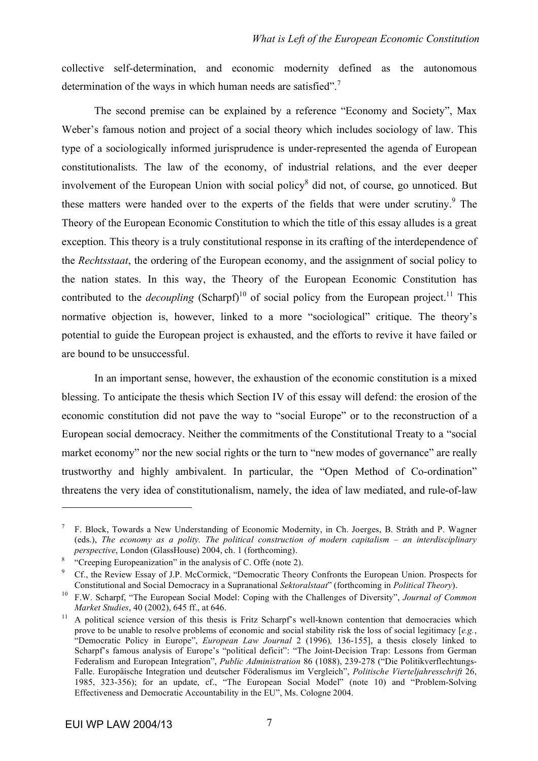collective self-determination, and economic modernity defined as the autonomous determination of the ways in which human needs are satisfied".[7]

The second premise can be explained by a reference "Economy and Society", Max Weber's famous notion and project of a social theory which includes sociology of law. This type of a sociologically informed jurisprudence is under-represented the agenda of European constitutionalists. The law of the economy, of industrial relations, and the ever deeper involvement of the European Union with social policy[8] did not, of course, go unnoticed. But these matters were handed over to the experts of the fields that were under scrutiny.[9] The Theory of the European Economic Constitution to which the title of this essay alludes is a great exception. This theory is a truly constitutional response in its crafting of the interdependence of the *Rechtsstaat*, the ordering of the European economy, and the assignment of social policy to the nation states. In this way, the Theory of the European Economic Constitution has contributed to the *decoupling* (Scharpf)[10] of social policy from the European project.[11] This normative objection is, however, linked to a more "sociological" critique. The theory's potential to guide the European project is exhausted, and the efforts to revive it have failed or are bound to be unsuccessful.

In an important sense, however, the exhaustion of the economic constitution is a mixed blessing. To anticipate the thesis which Section IV of this essay will defend: the erosion of the economic constitution did not pave the way to "social Europe" or to the reconstruction of a European social democracy. Neither the commitments of the Constitutional Treaty to a "social market economy" nor the new social rights or the turn to "new modes of governance" are really trustworthy and highly ambivalent. In particular, the "Open Method of Co-ordination" threatens the very idea of constitutionalism, namely, the idea of law mediated, and rule-of-law

---

[7] F. Block, Towards a New Understanding of Economic Modernity, in Ch. Joerges, B. Stråth and P. Wagner (eds.), *The economy as a polity. The political construction of modern capitalism – an interdisciplinary perspective*, London (GlassHouse) 2004, ch. 1 (forthcoming).

[8] "Creeping Europeanization" in the analysis of C. Offe (note 2).

[9] Cf., the Review Essay of J.P. McCormick, "Democratic Theory Confronts the European Union. Prospects for Constitutional and Social Democracy in a Supranational *Sektoralstaat*" (forthcoming in *Political Theory*).

[10] F.W. Scharpf, "The European Social Model: Coping with the Challenges of Diversity", *Journal of Common Market Studies*, 40 (2002), 645 ff., at 646.

[11] A political science version of this thesis is Fritz Scharpf's well-known contention that democracies which prove to be unable to resolve problems of economic and social stability risk the loss of social legitimacy [*e.g.*, "Democratic Policy in Europe", *European Law Journal* 2 (1996), 136-155], a thesis closely linked to Scharpf's famous analysis of Europe's "political deficit": "The Joint-Decision Trap: Lessons from German Federalism and European Integration", *Public Administration* 86 (1088), 239-278 ("Die Politikverflechtungs-Falle. Europäische Integration und deutscher Föderalismus im Vergleich", *Politische Vierteljahresschrift* 26, 1985, 323-356); for an update, cf., "The European Social Model" (note 10) and "Problem-Solving Effectiveness and Democratic Accountability in the EU", Ms. Cologne 2004.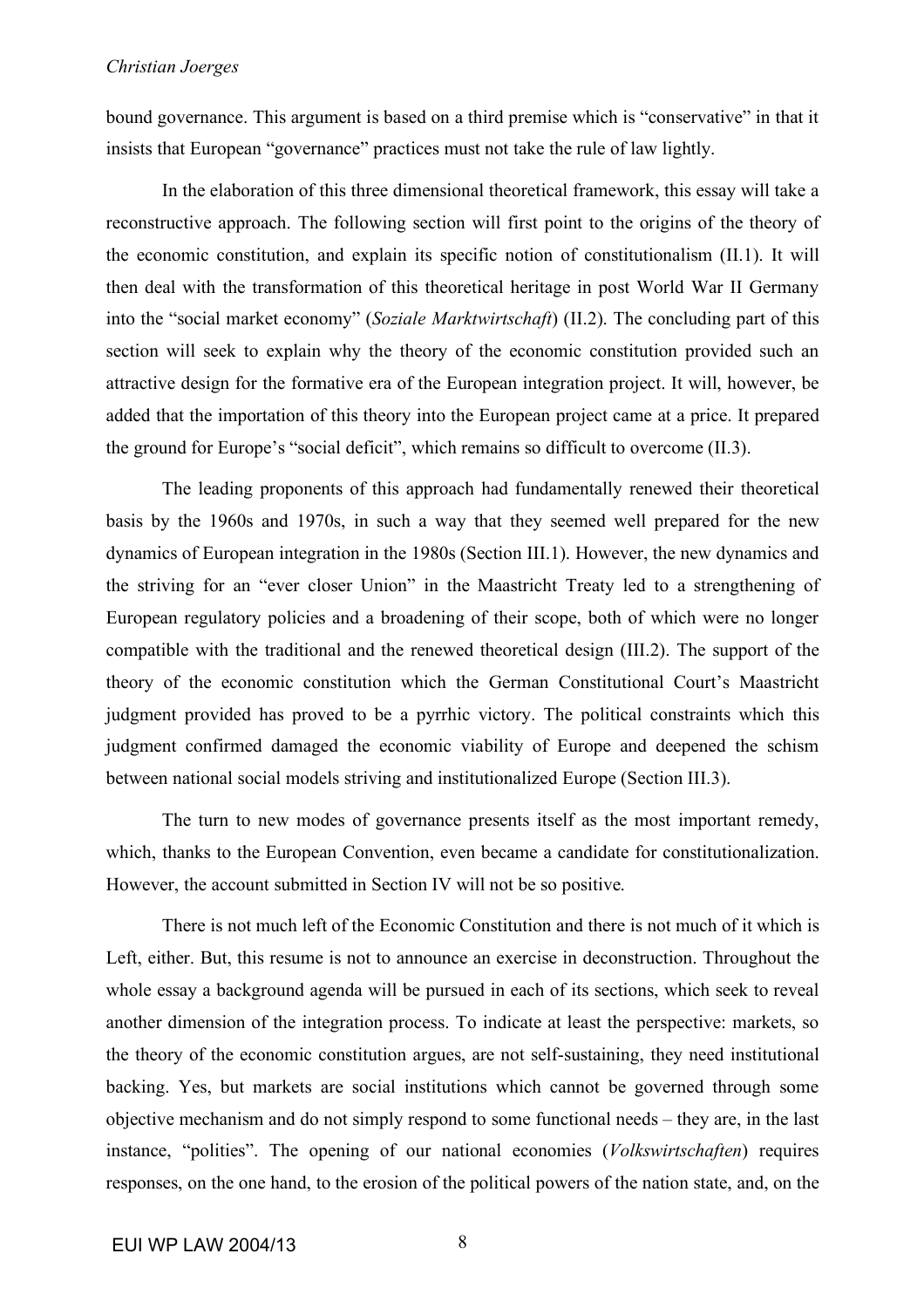bound governance. This argument is based on a third premise which is "conservative" in that it insists that European "governance" practices must not take the rule of law lightly.

In the elaboration of this three dimensional theoretical framework, this essay will take a reconstructive approach. The following section will first point to the origins of the theory of the economic constitution, and explain its specific notion of constitutionalism (II.1). It will then deal with the transformation of this theoretical heritage in post World War II Germany into the "social market economy" (*Soziale Marktwirtschaft*) (II.2). The concluding part of this section will seek to explain why the theory of the economic constitution provided such an attractive design for the formative era of the European integration project. It will, however, be added that the importation of this theory into the European project came at a price. It prepared the ground for Europe's "social deficit", which remains so difficult to overcome (II.3).

The leading proponents of this approach had fundamentally renewed their theoretical basis by the 1960s and 1970s, in such a way that they seemed well prepared for the new dynamics of European integration in the 1980s (Section III.1). However, the new dynamics and the striving for an "ever closer Union" in the Maastricht Treaty led to a strengthening of European regulatory policies and a broadening of their scope, both of which were no longer compatible with the traditional and the renewed theoretical design (III.2). The support of the theory of the economic constitution which the German Constitutional Court's Maastricht judgment provided has proved to be a pyrrhic victory. The political constraints which this judgment confirmed damaged the economic viability of Europe and deepened the schism between national social models striving and institutionalized Europe (Section III.3).

The turn to new modes of governance presents itself as the most important remedy, which, thanks to the European Convention, even became a candidate for constitutionalization. However, the account submitted in Section IV will not be so positive.

There is not much left of the Economic Constitution and there is not much of it which is Left, either. But, this resume is not to announce an exercise in deconstruction. Throughout the whole essay a background agenda will be pursued in each of its sections, which seek to reveal another dimension of the integration process. To indicate at least the perspective: markets, so the theory of the economic constitution argues, are not self-sustaining, they need institutional backing. Yes, but markets are social institutions which cannot be governed through some objective mechanism and do not simply respond to some functional needs – they are, in the last instance, "polities". The opening of our national economies (*Volkswirtschaften*) requires responses, on the one hand, to the erosion of the political powers of the nation state, and, on the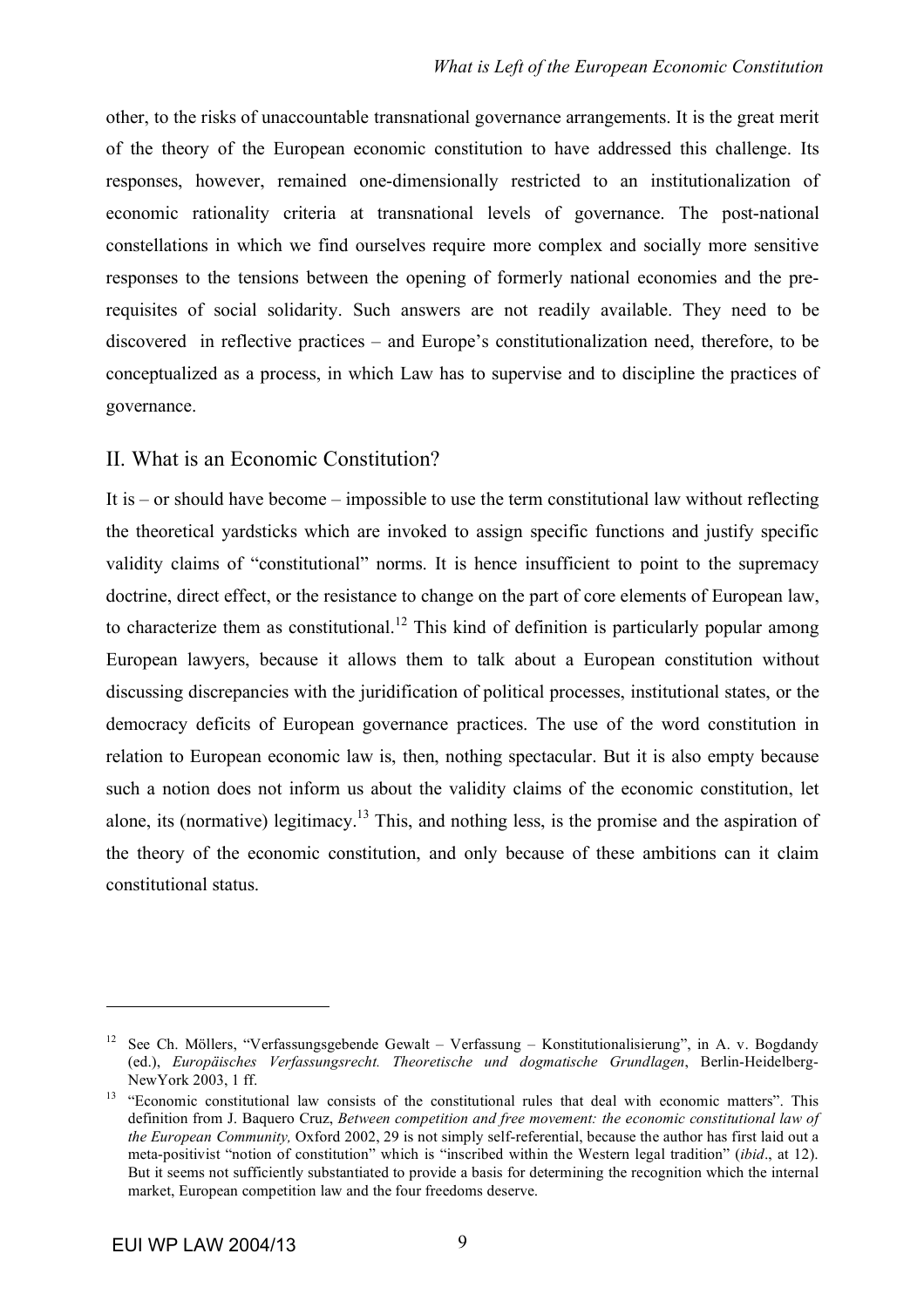other, to the risks of unaccountable transnational governance arrangements. It is the great merit of the theory of the European economic constitution to have addressed this challenge. Its responses, however, remained one-dimensionally restricted to an institutionalization of economic rationality criteria at transnational levels of governance. The post-national constellations in which we find ourselves require more complex and socially more sensitive responses to the tensions between the opening of formerly national economies and the pre-requisites of social solidarity. Such answers are not readily available. They need to be discovered in reflective practices – and Europe's constitutionalization need, therefore, to be conceptualized as a process, in which Law has to supervise and to discipline the practices of governance.

## II. What is an Economic Constitution?

It is – or should have become – impossible to use the term constitutional law without reflecting the theoretical yardsticks which are invoked to assign specific functions and justify specific validity claims of "constitutional" norms. It is hence insufficient to point to the supremacy doctrine, direct effect, or the resistance to change on the part of core elements of European law, to characterize them as constitutional.[12] This kind of definition is particularly popular among European lawyers, because it allows them to talk about a European constitution without discussing discrepancies with the juridification of political processes, institutional states, or the democracy deficits of European governance practices. The use of the word constitution in relation to European economic law is, then, nothing spectacular. But it is also empty because such a notion does not inform us about the validity claims of the economic constitution, let alone, its (normative) legitimacy.[13] This, and nothing less, is the promise and the aspiration of the theory of the economic constitution, and only because of these ambitions can it claim constitutional status.

---

[12] See Ch. Möllers, "Verfassungsgebende Gewalt – Verfassung – Konstitutionalisierung", in A. v. Bogdandy (ed.), *Europäisches Verfassungsrecht. Theoretische und dogmatische Grundlagen*, Berlin-Heidelberg-NewYork 2003, 1 ff.

[13] "Economic constitutional law consists of the constitutional rules that deal with economic matters". This definition from J. Baquero Cruz, *Between competition and free movement: the economic constitutional law of the European Community,* Oxford 2002, 29 is not simply self-referential, because the author has first laid out a meta-positivist "notion of constitution" which is "inscribed within the Western legal tradition" (*ibid*., at 12). But it seems not sufficiently substantiated to provide a basis for determining the recognition which the internal market, European competition law and the four freedoms deserve.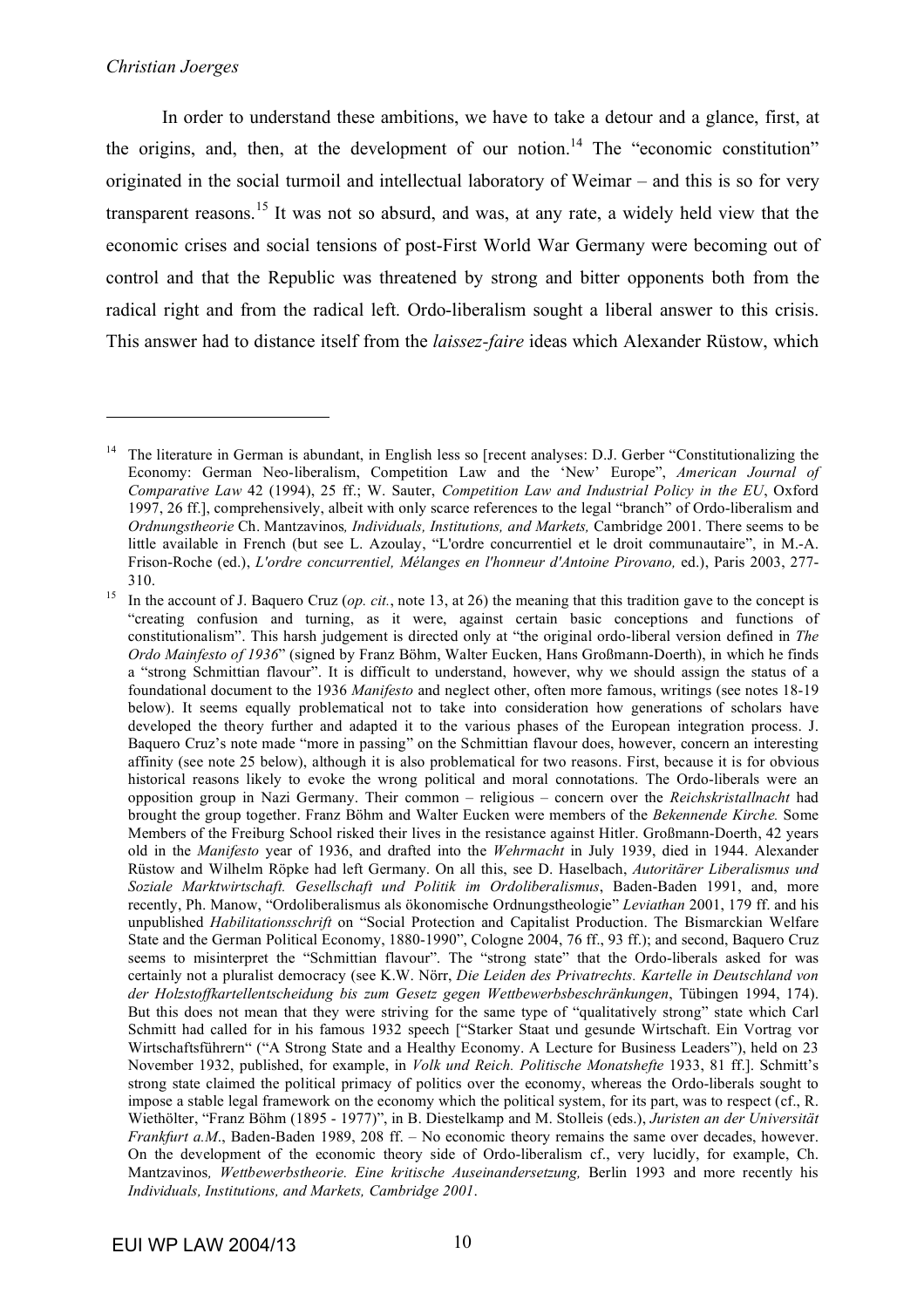In order to understand these ambitions, we have to take a detour and a glance, first, at the origins, and, then, at the development of our notion.[14] The "economic constitution" originated in the social turmoil and intellectual laboratory of Weimar – and this is so for very transparent reasons.[15] It was not so absurd, and was, at any rate, a widely held view that the economic crises and social tensions of post-First World War Germany were becoming out of control and that the Republic was threatened by strong and bitter opponents both from the radical right and from the radical left. Ordo-liberalism sought a liberal answer to this crisis. This answer had to distance itself from the *laissez-faire* ideas which Alexander Rüstow, which

---

[14] The literature in German is abundant, in English less so [recent analyses: D.J. Gerber "Constitutionalizing the Economy: German Neo-liberalism, Competition Law and the 'New' Europe", *American Journal of Comparative Law* 42 (1994), 25 ff.; W. Sauter, *Competition Law and Industrial Policy in the EU*, Oxford 1997, 26 ff.], comprehensively, albeit with only scarce references to the legal "branch" of Ordo-liberalism and *Ordnungstheorie* Ch. Mantzavinos*, Individuals, Institutions, and Markets,* Cambridge 2001. There seems to be little available in French (but see L. Azoulay, "L'ordre concurrentiel et le droit communautaire", in M.-A. Frison-Roche (ed.), *L'ordre concurrentiel, Mélanges en l'honneur d'Antoine Pirovano,* ed.), Paris 2003, 277-310.

[15] In the account of J. Baquero Cruz (*op. cit.*, note 13, at 26) the meaning that this tradition gave to the concept is "creating confusion and turning, as it were, against certain basic conceptions and functions of constitutionalism". This harsh judgement is directed only at "the original ordo-liberal version defined in *The Ordo Mainfesto of 1936*" (signed by Franz Böhm, Walter Eucken, Hans Großmann-Doerth), in which he finds a "strong Schmittian flavour". It is difficult to understand, however, why we should assign the status of a foundational document to the 1936 *Manifesto* and neglect other, often more famous, writings (see notes 18-19 below). It seems equally problematical not to take into consideration how generations of scholars have developed the theory further and adapted it to the various phases of the European integration process. J. Baquero Cruz's note made "more in passing" on the Schmittian flavour does, however, concern an interesting affinity (see note 25 below), although it is also problematical for two reasons. First, because it is for obvious historical reasons likely to evoke the wrong political and moral connotations. The Ordo-liberals were an opposition group in Nazi Germany. Their common – religious – concern over the *Reichskristallnacht* had brought the group together. Franz Böhm and Walter Eucken were members of the *Bekennende Kirche.* Some Members of the Freiburg School risked their lives in the resistance against Hitler. Großmann-Doerth, 42 years old in the *Manifesto* year of 1936, and drafted into the *Wehrmacht* in July 1939, died in 1944. Alexander Rüstow and Wilhelm Röpke had left Germany. On all this, see D. Haselbach, *Autoritärer Liberalismus und Soziale Marktwirtschaft. Gesellschaft und Politik im Ordoliberalismus*, Baden-Baden 1991, and, more recently, Ph. Manow, "Ordoliberalismus als ökonomische Ordnungstheologie" *Leviathan* 2001, 179 ff. and his unpublished *Habilitationsschrift* on "Social Protection and Capitalist Production. The Bismarckian Welfare State and the German Political Economy, 1880-1990", Cologne 2004, 76 ff., 93 ff.); and second, Baquero Cruz seems to misinterpret the "Schmittian flavour". The "strong state" that the Ordo-liberals asked for was certainly not a pluralist democracy (see K.W. Nörr, *Die Leiden des Privatrechts. Kartelle in Deutschland von der Holzstoffkartellentscheidung bis zum Gesetz gegen Wettbewerbsbeschränkungen*, Tübingen 1994, 174). But this does not mean that they were striving for the same type of "qualitatively strong" state which Carl Schmitt had called for in his famous 1932 speech ["Starker Staat und gesunde Wirtschaft. Ein Vortrag vor Wirtschaftsführern" ("A Strong State and a Healthy Economy. A Lecture for Business Leaders"), held on 23 November 1932, published, for example, in *Volk und Reich. Politische Monatshefte* 1933, 81 ff.]. Schmitt's strong state claimed the political primacy of politics over the economy, whereas the Ordo-liberals sought to impose a stable legal framework on the economy which the political system, for its part, was to respect (cf., R. Wiethölter, "Franz Böhm (1895 - 1977)", in B. Diestelkamp and M. Stolleis (eds.), *Juristen an der Universität Frankfurt a.M*., Baden-Baden 1989, 208 ff. – No economic theory remains the same over decades, however. On the development of the economic theory side of Ordo-liberalism cf., very lucidly, for example, Ch. Mantzavinos*, Wettbewerbstheorie. Eine kritische Auseinandersetzung,* Berlin 1993 and more recently his *Individuals, Institutions, and Markets, Cambridge 2001*.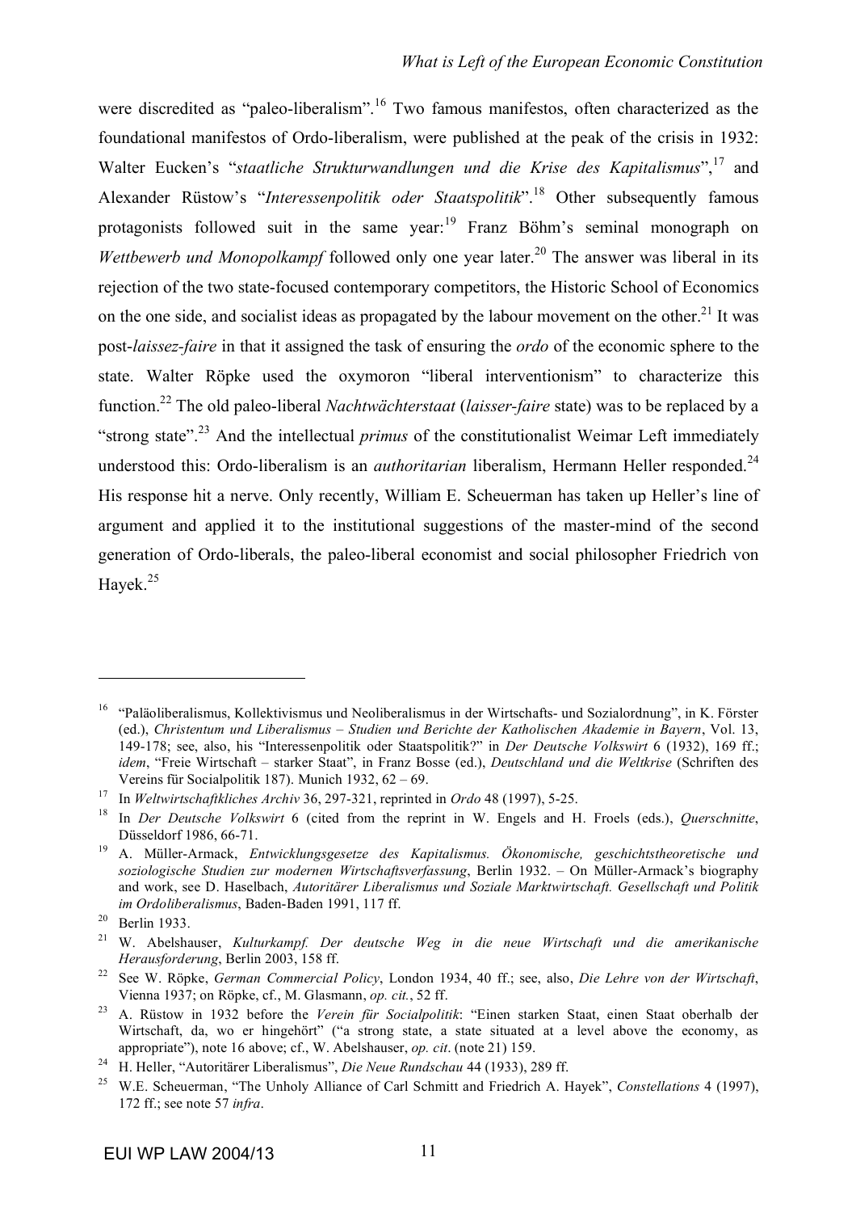were discredited as "paleo-liberalism".[16] Two famous manifestos, often characterized as the foundational manifestos of Ordo-liberalism, were published at the peak of the crisis in 1932: Walter Eucken's "*staatliche Strukturwandlungen und die Krise des Kapitalismus*",[17] and Alexander Rüstow's "*Interessenpolitik oder Staatspolitik*".[18] Other subsequently famous protagonists followed suit in the same year:[19] Franz Böhm's seminal monograph on *Wettbewerb und Monopolkampf* followed only one year later.[20] The answer was liberal in its rejection of the two state-focused contemporary competitors, the Historic School of Economics on the one side, and socialist ideas as propagated by the labour movement on the other.[21] It was post-*laissez-faire* in that it assigned the task of ensuring the *ordo* of the economic sphere to the state. Walter Röpke used the oxymoron "liberal interventionism" to characterize this function.[22] The old paleo-liberal *Nachtwächterstaat* (*laisser-faire* state) was to be replaced by a "strong state".[23] And the intellectual *primus* of the constitutionalist Weimar Left immediately understood this: Ordo-liberalism is an *authoritarian* liberalism, Hermann Heller responded.[24] His response hit a nerve. Only recently, William E. Scheuerman has taken up Heller's line of argument and applied it to the institutional suggestions of the master-mind of the second generation of Ordo-liberals, the paleo-liberal economist and social philosopher Friedrich von Hayek.[25]

---

[16] "Paläoliberalismus, Kollektivismus und Neoliberalismus in der Wirtschafts- und Sozialordnung", in K. Förster (ed.), *Christentum und Liberalismus – Studien und Berichte der Katholischen Akademie in Bayern*, Vol. 13, 149-178; see, also, his "Interessenpolitik oder Staatspolitik?" in *Der Deutsche Volkswirt* 6 (1932), 169 ff.; *idem*, "Freie Wirtschaft – starker Staat", in Franz Bosse (ed.), *Deutschland und die Weltkrise* (Schriften des Vereins für Socialpolitik 187). Munich 1932, 62 – 69.

[17] In *Weltwirtschaftkliches Archiv* 36, 297-321, reprinted in *Ordo* 48 (1997), 5-25.

[18] In *Der Deutsche Volkswirt* 6 (cited from the reprint in W. Engels and H. Froels (eds.), *Querschnitte*, Düsseldorf 1986, 66-71.

[19] A. Müller-Armack, *Entwicklungsgesetze des Kapitalismus. Ökonomische, geschichtstheoretische und soziologische Studien zur modernen Wirtschaftsverfassung*, Berlin 1932. – On Müller-Armack's biography and work, see D. Haselbach, *Autoritärer Liberalismus und Soziale Marktwirtschaft. Gesellschaft und Politik im Ordoliberalismus*, Baden-Baden 1991, 117 ff.

[20] Berlin 1933.

[21] W. Abelshauser, *Kulturkampf. Der deutsche Weg in die neue Wirtschaft und die amerikanische Herausforderung*, Berlin 2003, 158 ff.

[22] See W. Röpke, *German Commercial Policy*, London 1934, 40 ff.; see, also, *Die Lehre von der Wirtschaft*, Vienna 1937; on Röpke, cf., M. Glasmann, *op. cit.*, 52 ff.

[23] A. Rüstow in 1932 before the *Verein für Socialpolitik*: "Einen starken Staat, einen Staat oberhalb der Wirtschaft, da, wo er hingehört" ("a strong state, a state situated at a level above the economy, as appropriate"), note 16 above; cf., W. Abelshauser, *op. cit*. (note 21) 159.

[24] H. Heller, "Autoritärer Liberalismus", *Die Neue Rundschau* 44 (1933), 289 ff.

[25] W.E. Scheuerman, "The Unholy Alliance of Carl Schmitt and Friedrich A. Hayek", *Constellations* 4 (1997), 172 ff.; see note 57 *infra*.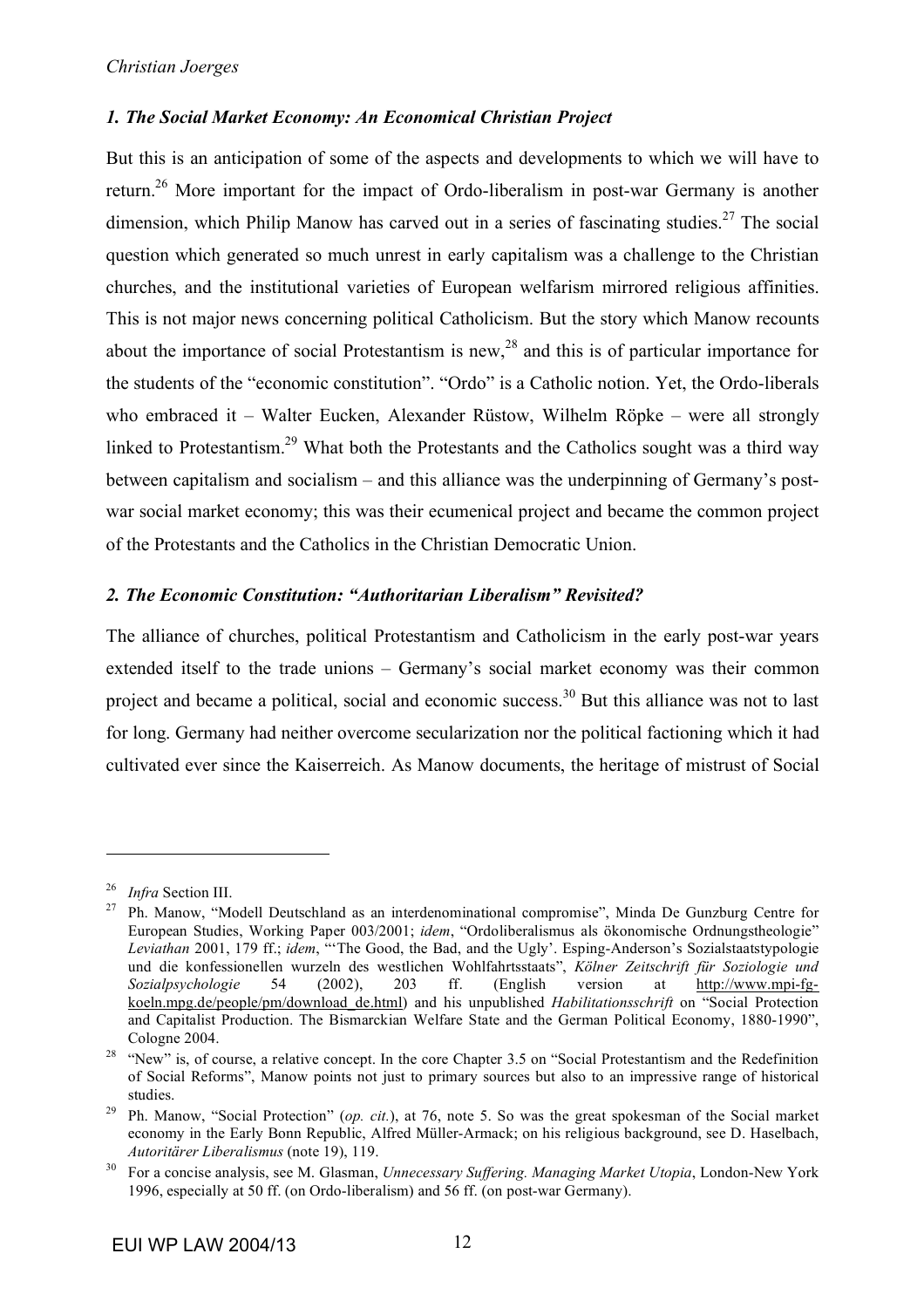### *1. The Social Market Economy: An Economical Christian Project*

But this is an anticipation of some of the aspects and developments to which we will have to return.[26] More important for the impact of Ordo-liberalism in post-war Germany is another dimension, which Philip Manow has carved out in a series of fascinating studies.[27] The social question which generated so much unrest in early capitalism was a challenge to the Christian churches, and the institutional varieties of European welfarism mirrored religious affinities. This is not major news concerning political Catholicism. But the story which Manow recounts about the importance of social Protestantism is new,[28] and this is of particular importance for the students of the "economic constitution". "Ordo" is a Catholic notion. Yet, the Ordo-liberals who embraced it – Walter Eucken, Alexander Rüstow, Wilhelm Röpke – were all strongly linked to Protestantism.[29] What both the Protestants and the Catholics sought was a third way between capitalism and socialism – and this alliance was the underpinning of Germany's post-war social market economy; this was their ecumenical project and became the common project of the Protestants and the Catholics in the Christian Democratic Union.

### *2. The Economic Constitution: "Authoritarian Liberalism" Revisited?*

The alliance of churches, political Protestantism and Catholicism in the early post-war years extended itself to the trade unions – Germany's social market economy was their common project and became a political, social and economic success.[30] But this alliance was not to last for long. Germany had neither overcome secularization nor the political factioning which it had cultivated ever since the Kaiserreich. As Manow documents, the heritage of mistrust of Social

---

[26] *Infra* Section III.

[27] Ph. Manow, "Modell Deutschland as an interdenominational compromise", Minda De Gunzburg Centre for European Studies, Working Paper 003/2001; *idem*, "Ordoliberalismus als ökonomische Ordnungstheologie" *Leviathan* 2001, 179 ff.; *idem*, "'The Good, the Bad, and the Ugly'. Esping-Anderson's Sozialstaatstypologie und die konfessionellen wurzeln des westlichen Wohlfahrtsstaats", *Kölner Zeitschrift für Soziologie und Sozialpsychologie* 54 (2002), 203 ff. (English version at http://www.mpi-fg-koeln.mpg.de/people/pm/download_de.html) and his unpublished *Habilitationsschrift* on "Social Protection and Capitalist Production. The Bismarckian Welfare State and the German Political Economy, 1880-1990", Cologne 2004.

[28] "New" is, of course, a relative concept. In the core Chapter 3.5 on "Social Protestantism and the Redefinition of Social Reforms", Manow points not just to primary sources but also to an impressive range of historical studies.

[29] Ph. Manow, "Social Protection" (*op. cit.*), at 76, note 5. So was the great spokesman of the Social market economy in the Early Bonn Republic, Alfred Müller-Armack; on his religious background, see D. Haselbach, *Autoritärer Liberalismus* (note 19), 119.

[30] For a concise analysis, see M. Glasman, *Unnecessary Suffering. Managing Market Utopia*, London-New York 1996, especially at 50 ff. (on Ordo-liberalism) and 56 ff. (on post-war Germany).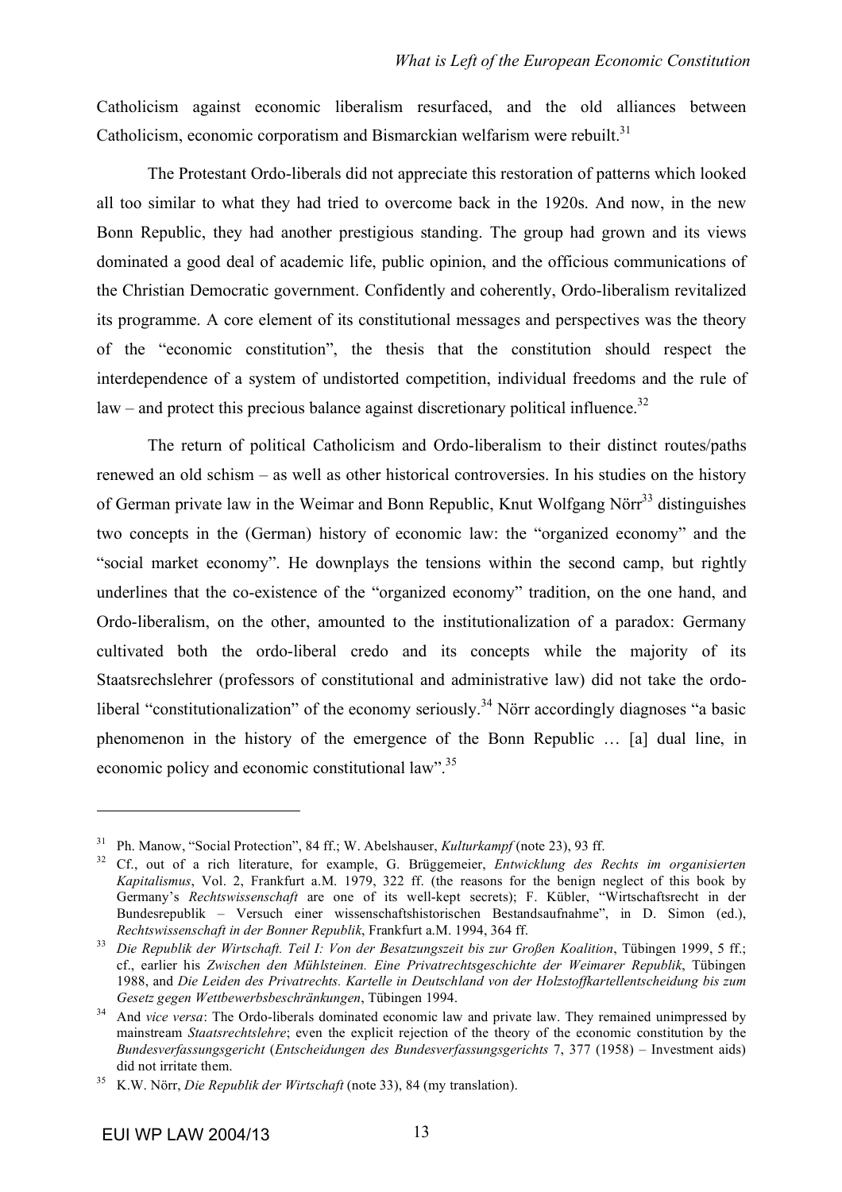Catholicism against economic liberalism resurfaced, and the old alliances between Catholicism, economic corporatism and Bismarckian welfarism were rebuilt.[31]

The Protestant Ordo-liberals did not appreciate this restoration of patterns which looked all too similar to what they had tried to overcome back in the 1920s. And now, in the new Bonn Republic, they had another prestigious standing. The group had grown and its views dominated a good deal of academic life, public opinion, and the officious communications of the Christian Democratic government. Confidently and coherently, Ordo-liberalism revitalized its programme. A core element of its constitutional messages and perspectives was the theory of the "economic constitution", the thesis that the constitution should respect the interdependence of a system of undistorted competition, individual freedoms and the rule of law – and protect this precious balance against discretionary political influence.[32]

The return of political Catholicism and Ordo-liberalism to their distinct routes/paths renewed an old schism – as well as other historical controversies. In his studies on the history of German private law in the Weimar and Bonn Republic, Knut Wolfgang Nörr[33] distinguishes two concepts in the (German) history of economic law: the "organized economy" and the "social market economy". He downplays the tensions within the second camp, but rightly underlines that the co-existence of the "organized economy" tradition, on the one hand, and Ordo-liberalism, on the other, amounted to the institutionalization of a paradox: Germany cultivated both the ordo-liberal credo and its concepts while the majority of its Staatsrechslehrer (professors of constitutional and administrative law) did not take the ordo-liberal "constitutionalization" of the economy seriously.[34] Nörr accordingly diagnoses "a basic phenomenon in the history of the emergence of the Bonn Republic … [a] dual line, in economic policy and economic constitutional law".[35]

---

[31] Ph. Manow, "Social Protection", 84 ff.; W. Abelshauser, *Kulturkampf* (note 23), 93 ff.

[32] Cf., out of a rich literature, for example, G. Brüggemeier, *Entwicklung des Rechts im organisierten Kapitalismus*, Vol. 2, Frankfurt a.M. 1979, 322 ff. (the reasons for the benign neglect of this book by Germany's *Rechtswissenschaft* are one of its well-kept secrets); F. Kübler, "Wirtschaftsrecht in der Bundesrepublik – Versuch einer wissenschaftshistorischen Bestandsaufnahme", in D. Simon (ed.), *Rechtswissenschaft in der Bonner Republik*, Frankfurt a.M. 1994, 364 ff.

[33] *Die Republik der Wirtschaft. Teil I: Von der Besatzungszeit bis zur Großen Koalition*, Tübingen 1999, 5 ff.; cf., earlier his *Zwischen den Mühlsteinen. Eine Privatrechtsgeschichte der Weimarer Republik*, Tübingen 1988, and *Die Leiden des Privatrechts. Kartelle in Deutschland von der Holzstoffkartellentscheidung bis zum Gesetz gegen Wettbewerbsbeschränkungen*, Tübingen 1994.

[34] And *vice versa*: The Ordo-liberals dominated economic law and private law. They remained unimpressed by mainstream *Staatsrechtslehre*; even the explicit rejection of the theory of the economic constitution by the *Bundesverfassungsgericht* (*Entscheidungen des Bundesverfassungsgerichts* 7, 377 (1958) – Investment aids) did not irritate them.

[35] K.W. Nörr, *Die Republik der Wirtschaft* (note 33), 84 (my translation).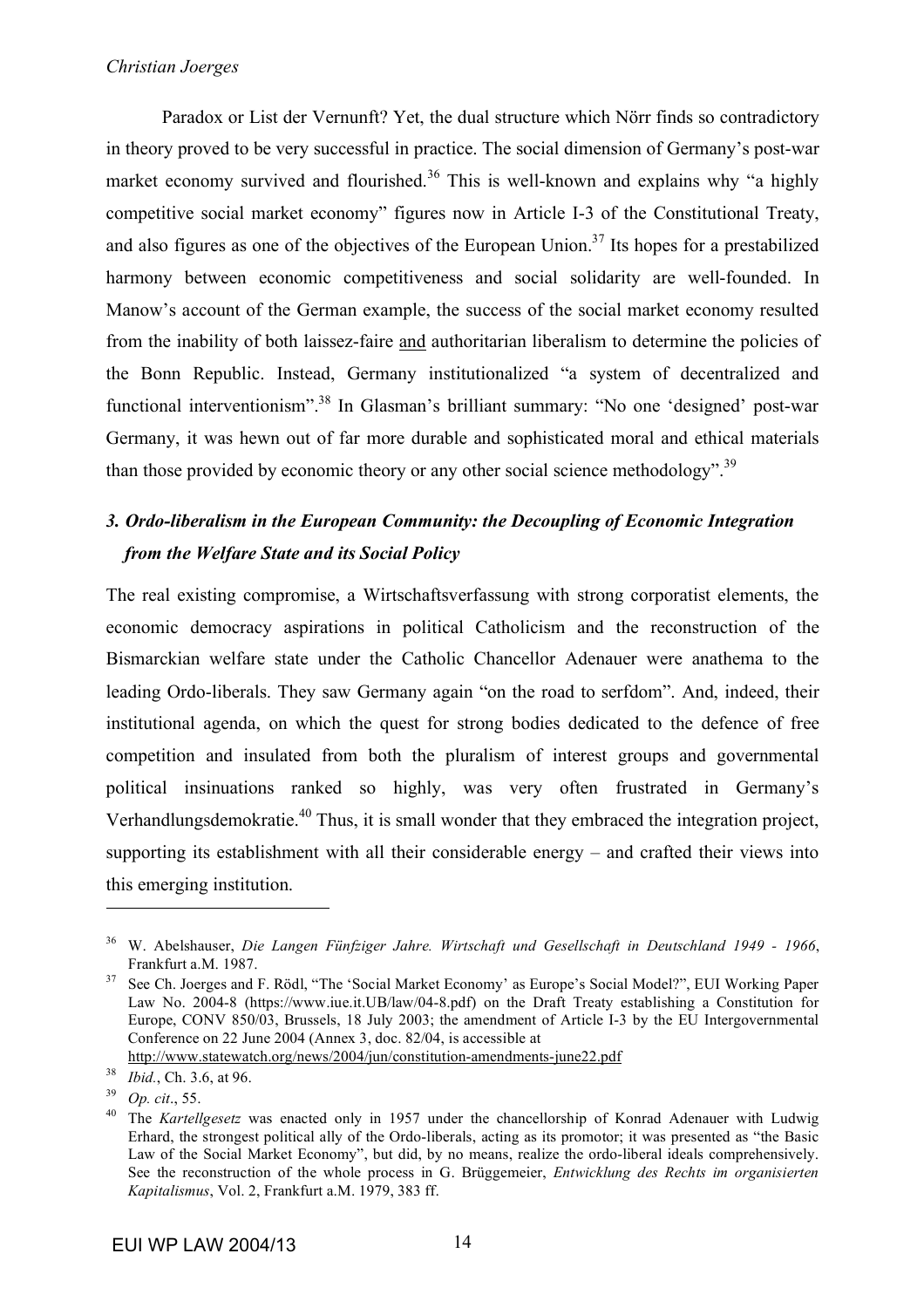Paradox or List der Vernunft? Yet, the dual structure which Nörr finds so contradictory in theory proved to be very successful in practice. The social dimension of Germany's post-war market economy survived and flourished.[36] This is well-known and explains why "a highly competitive social market economy" figures now in Article I-3 of the Constitutional Treaty, and also figures as one of the objectives of the European Union.[37] Its hopes for a prestabilized harmony between economic competitiveness and social solidarity are well-founded. In Manow's account of the German example, the success of the social market economy resulted from the inability of both laissez-faire and authoritarian liberalism to determine the policies of the Bonn Republic. Instead, Germany institutionalized "a system of decentralized and functional interventionism".[38] In Glasman's brilliant summary: "No one 'designed' post-war Germany, it was hewn out of far more durable and sophisticated moral and ethical materials than those provided by economic theory or any other social science methodology".[39]

### *3. Ordo-liberalism in the European Community: the Decoupling of Economic Integration from the Welfare State and its Social Policy*

The real existing compromise, a Wirtschaftsverfassung with strong corporatist elements, the economic democracy aspirations in political Catholicism and the reconstruction of the Bismarckian welfare state under the Catholic Chancellor Adenauer were anathema to the leading Ordo-liberals. They saw Germany again "on the road to serfdom". And, indeed, their institutional agenda, on which the quest for strong bodies dedicated to the defence of free competition and insulated from both the pluralism of interest groups and governmental political insinuations ranked so highly, was very often frustrated in Germany's Verhandlungsdemokratie.[40] Thus, it is small wonder that they embraced the integration project, supporting its establishment with all their considerable energy – and crafted their views into this emerging institution.

---

[36] W. Abelshauser, *Die Langen Fünfziger Jahre. Wirtschaft und Gesellschaft in Deutschland 1949 - 1966*, Frankfurt a.M. 1987.

[37] See Ch. Joerges and F. Rödl, "The 'Social Market Economy' as Europe's Social Model?", EUI Working Paper Law No. 2004-8 (https://www.iue.it.UB/law/04-8.pdf) on the Draft Treaty establishing a Constitution for Europe, CONV 850/03, Brussels, 18 July 2003; the amendment of Article I-3 by the EU Intergovernmental Conference on 22 June 2004 (Annex 3, doc. 82/04, is accessible at http://www.statewatch.org/news/2004/jun/constitution-amendments-june22.pdf

[38] *Ibid.*, Ch. 3.6, at 96.

[39] *Op. cit*., 55.

[40] The *Kartellgesetz* was enacted only in 1957 under the chancellorship of Konrad Adenauer with Ludwig Erhard, the strongest political ally of the Ordo-liberals, acting as its promotor; it was presented as "the Basic Law of the Social Market Economy", but did, by no means, realize the ordo-liberal ideals comprehensively. See the reconstruction of the whole process in G. Brüggemeier, *Entwicklung des Rechts im organisierten Kapitalismus*, Vol. 2, Frankfurt a.M. 1979, 383 ff.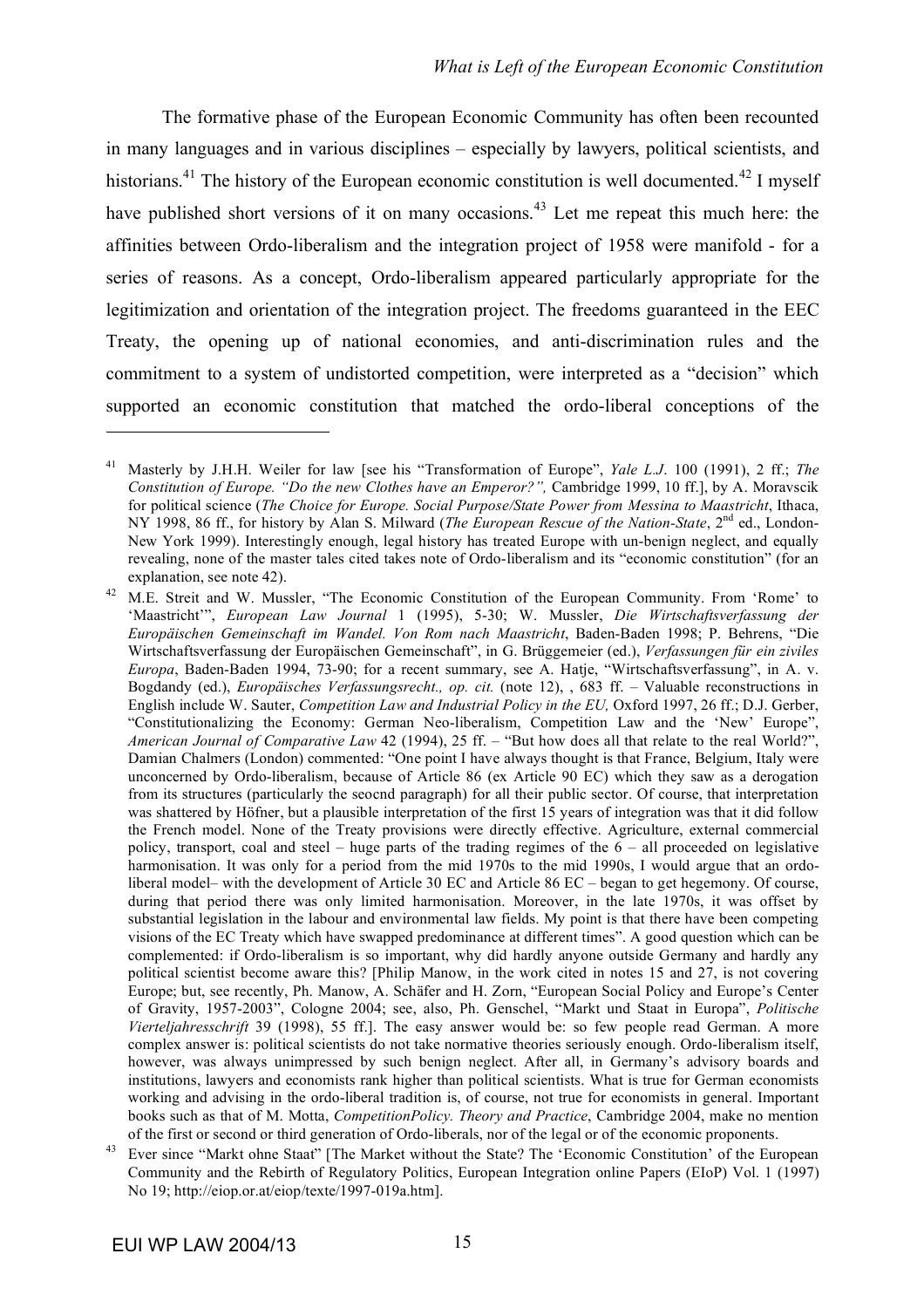The formative phase of the European Economic Community has often been recounted in many languages and in various disciplines – especially by lawyers, political scientists, and historians.[41] The history of the European economic constitution is well documented.[42] I myself have published short versions of it on many occasions.[43] Let me repeat this much here: the affinities between Ordo-liberalism and the integration project of 1958 were manifold - for a series of reasons. As a concept, Ordo-liberalism appeared particularly appropriate for the legitimization and orientation of the integration project. The freedoms guaranteed in the EEC Treaty, the opening up of national economies, and anti-discrimination rules and the commitment to a system of undistorted competition, were interpreted as a "decision" which supported an economic constitution that matched the ordo-liberal conceptions of the

---

[41] Masterly by J.H.H. Weiler for law [see his "Transformation of Europe", *Yale L.J*. 100 (1991), 2 ff.; *The Constitution of Europe. "Do the new Clothes have an Emperor?",* Cambridge 1999, 10 ff.], by A. Moravscik for political science (*The Choice for Europe. Social Purpose/State Power from Messina to Maastricht*, Ithaca, NY 1998, 86 ff., for history by Alan S. Milward (*The European Rescue of the Nation-State*, 2nd ed., London-New York 1999). Interestingly enough, legal history has treated Europe with un-benign neglect, and equally revealing, none of the master tales cited takes note of Ordo-liberalism and its "economic constitution" (for an explanation, see note 42).

[42] M.E. Streit and W. Mussler, "The Economic Constitution of the European Community. From 'Rome' to 'Maastricht'", *European Law Journal* 1 (1995), 5-30; W. Mussler, *Die Wirtschaftsverfassung der Europäischen Gemeinschaft im Wandel. Von Rom nach Maastricht*, Baden-Baden 1998; P. Behrens, "Die Wirtschaftsverfassung der Europäischen Gemeinschaft", in G. Brüggemeier (ed.), *Verfassungen für ein ziviles Europa*, Baden-Baden 1994, 73-90; for a recent summary, see A. Hatje, "Wirtschaftsverfassung", in A. v. Bogdandy (ed.), *Europäisches Verfassungsrecht., op. cit.* (note 12), , 683 ff. – Valuable reconstructions in English include W. Sauter, *Competition Law and Industrial Policy in the EU,* Oxford 1997, 26 ff.; D.J. Gerber, "Constitutionalizing the Economy: German Neo-liberalism, Competition Law and the 'New' Europe", *American Journal of Comparative Law* 42 (1994), 25 ff. – "But how does all that relate to the real World?", Damian Chalmers (London) commented: "One point I have always thought is that France, Belgium, Italy were unconcerned by Ordo-liberalism, because of Article 86 (ex Article 90 EC) which they saw as a derogation from its structures (particularly the seocnd paragraph) for all their public sector. Of course, that interpretation was shattered by Höfner, but a plausible interpretation of the first 15 years of integration was that it did follow the French model. None of the Treaty provisions were directly effective. Agriculture, external commercial policy, transport, coal and steel – huge parts of the trading regimes of the 6 – all proceeded on legislative harmonisation. It was only for a period from the mid 1970s to the mid 1990s, I would argue that an ordo-liberal model– with the development of Article 30 EC and Article 86 EC – began to get hegemony. Of course, during that period there was only limited harmonisation. Moreover, in the late 1970s, it was offset by substantial legislation in the labour and environmental law fields. My point is that there have been competing visions of the EC Treaty which have swapped predominance at different times". A good question which can be complemented: if Ordo-liberalism is so important, why did hardly anyone outside Germany and hardly any political scientist become aware this? [Philip Manow, in the work cited in notes 15 and 27, is not covering Europe; but, see recently, Ph. Manow, A. Schäfer and H. Zorn, "European Social Policy and Europe's Center of Gravity, 1957-2003", Cologne 2004; see, also, Ph. Genschel, "Markt und Staat in Europa", *Politische Vierteljahresschrift* 39 (1998), 55 ff.]. The easy answer would be: so few people read German. A more complex answer is: political scientists do not take normative theories seriously enough. Ordo-liberalism itself, however, was always unimpressed by such benign neglect. After all, in Germany's advisory boards and institutions, lawyers and economists rank higher than political scientists. What is true for German economists working and advising in the ordo-liberal tradition is, of course, not true for economists in general. Important books such as that of M. Motta, *CompetitionPolicy. Theory and Practice*, Cambridge 2004, make no mention of the first or second or third generation of Ordo-liberals, nor of the legal or of the economic proponents.

[43] Ever since "Markt ohne Staat" [The Market without the State? The 'Economic Constitution' of the European Community and the Rebirth of Regulatory Politics, European Integration online Papers (EIoP) Vol. 1 (1997) No 19; http://eiop.or.at/eiop/texte/1997-019a.htm].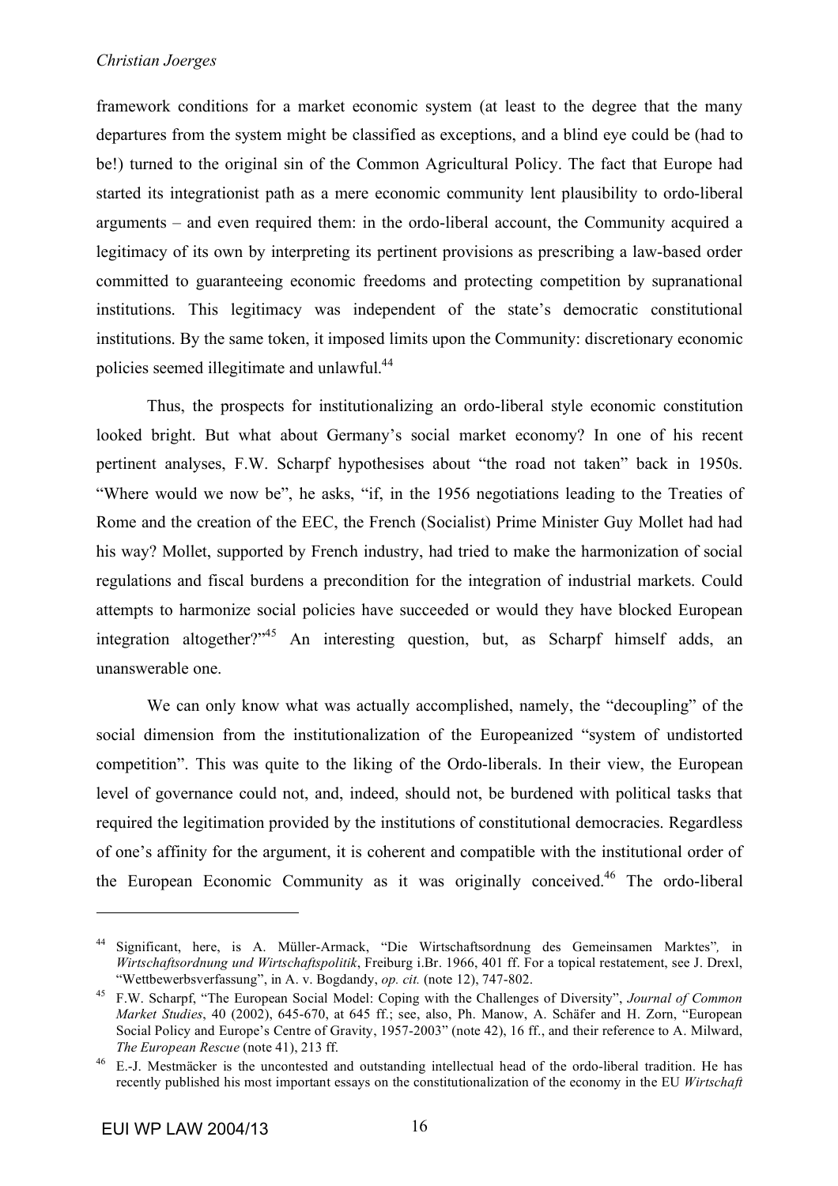framework conditions for a market economic system (at least to the degree that the many departures from the system might be classified as exceptions, and a blind eye could be (had to be!) turned to the original sin of the Common Agricultural Policy. The fact that Europe had started its integrationist path as a mere economic community lent plausibility to ordo-liberal arguments – and even required them: in the ordo-liberal account, the Community acquired a legitimacy of its own by interpreting its pertinent provisions as prescribing a law-based order committed to guaranteeing economic freedoms and protecting competition by supranational institutions. This legitimacy was independent of the state's democratic constitutional institutions. By the same token, it imposed limits upon the Community: discretionary economic policies seemed illegitimate and unlawful.[44]

Thus, the prospects for institutionalizing an ordo-liberal style economic constitution looked bright. But what about Germany's social market economy? In one of his recent pertinent analyses, F.W. Scharpf hypothesises about "the road not taken" back in 1950s. "Where would we now be", he asks, "if, in the 1956 negotiations leading to the Treaties of Rome and the creation of the EEC, the French (Socialist) Prime Minister Guy Mollet had had his way? Mollet, supported by French industry, had tried to make the harmonization of social regulations and fiscal burdens a precondition for the integration of industrial markets. Could attempts to harmonize social policies have succeeded or would they have blocked European integration altogether?"[45] An interesting question, but, as Scharpf himself adds, an unanswerable one.

We can only know what was actually accomplished, namely, the "decoupling" of the social dimension from the institutionalization of the Europeanized "system of undistorted competition". This was quite to the liking of the Ordo-liberals. In their view, the European level of governance could not, and, indeed, should not, be burdened with political tasks that required the legitimation provided by the institutions of constitutional democracies. Regardless of one's affinity for the argument, it is coherent and compatible with the institutional order of the European Economic Community as it was originally conceived.[46] The ordo-liberal

---

[44] Significant, here, is A. Müller-Armack, "Die Wirtschaftsordnung des Gemeinsamen Marktes", in *Wirtschaftsordnung und Wirtschaftspolitik*, Freiburg i.Br. 1966, 401 ff. For a topical restatement, see J. Drexl, "Wettbewerbsverfassung", in A. v. Bogdandy, *op. cit.* (note 12), 747-802.

[45] F.W. Scharpf, "The European Social Model: Coping with the Challenges of Diversity", *Journal of Common Market Studies*, 40 (2002), 645-670, at 645 ff.; see, also, Ph. Manow, A. Schäfer and H. Zorn, "European Social Policy and Europe's Centre of Gravity, 1957-2003" (note 42), 16 ff., and their reference to A. Milward, *The European Rescue* (note 41), 213 ff.

[46] E.-J. Mestmäcker is the uncontested and outstanding intellectual head of the ordo-liberal tradition. He has recently published his most important essays on the constitutionalization of the economy in the EU *Wirtschaft*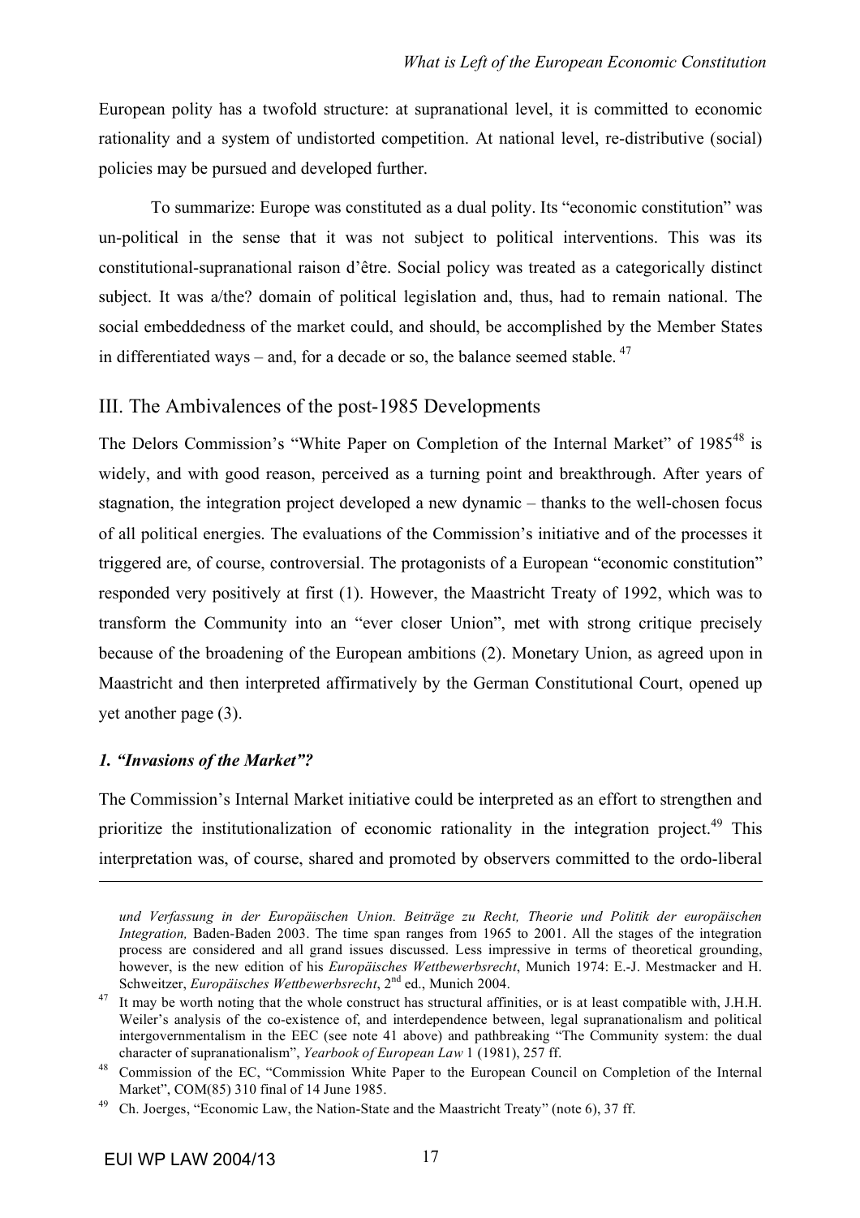European polity has a twofold structure: at supranational level, it is committed to economic rationality and a system of undistorted competition. At national level, re-distributive (social) policies may be pursued and developed further.

To summarize: Europe was constituted as a dual polity. Its "economic constitution" was un-political in the sense that it was not subject to political interventions. This was its constitutional-supranational raison d'être. Social policy was treated as a categorically distinct subject. It was a/the? domain of political legislation and, thus, had to remain national. The social embeddedness of the market could, and should, be accomplished by the Member States in differentiated ways – and, for a decade or so, the balance seemed stable. [47]

## III. The Ambivalences of the post-1985 Developments

The Delors Commission's "White Paper on Completion of the Internal Market" of 1985[48] is widely, and with good reason, perceived as a turning point and breakthrough. After years of stagnation, the integration project developed a new dynamic – thanks to the well-chosen focus of all political energies. The evaluations of the Commission's initiative and of the processes it triggered are, of course, controversial. The protagonists of a European "economic constitution" responded very positively at first (1). However, the Maastricht Treaty of 1992, which was to transform the Community into an "ever closer Union", met with strong critique precisely because of the broadening of the European ambitions (2). Monetary Union, as agreed upon in Maastricht and then interpreted affirmatively by the German Constitutional Court, opened up yet another page (3).

### *1. "Invasions of the Market"?*

The Commission's Internal Market initiative could be interpreted as an effort to strengthen and prioritize the institutionalization of economic rationality in the integration project.[49] This interpretation was, of course, shared and promoted by observers committed to the ordo-liberal

---

*und Verfassung in der Europäischen Union. Beiträge zu Recht, Theorie und Politik der europäischen Integration,* Baden-Baden 2003. The time span ranges from 1965 to 2001. All the stages of the integration process are considered and all grand issues discussed. Less impressive in terms of theoretical grounding, however, is the new edition of his *Europäisches Wettbewerbsrecht*, Munich 1974: E.-J. Mestmacker and H. Schweitzer, *Europäisches Wettbewerbsrecht*, 2nd ed., Munich 2004.

[47] It may be worth noting that the whole construct has structural affinities, or is at least compatible with, J.H.H. Weiler's analysis of the co-existence of, and interdependence between, legal supranationalism and political intergovernmentalism in the EEC (see note 41 above) and pathbreaking "The Community system: the dual character of supranationalism", *Yearbook of European Law* 1 (1981), 257 ff.

[48] Commission of the EC, "Commission White Paper to the European Council on Completion of the Internal Market", COM(85) 310 final of 14 June 1985.

[49] Ch. Joerges, "Economic Law, the Nation-State and the Maastricht Treaty" (note 6), 37 ff.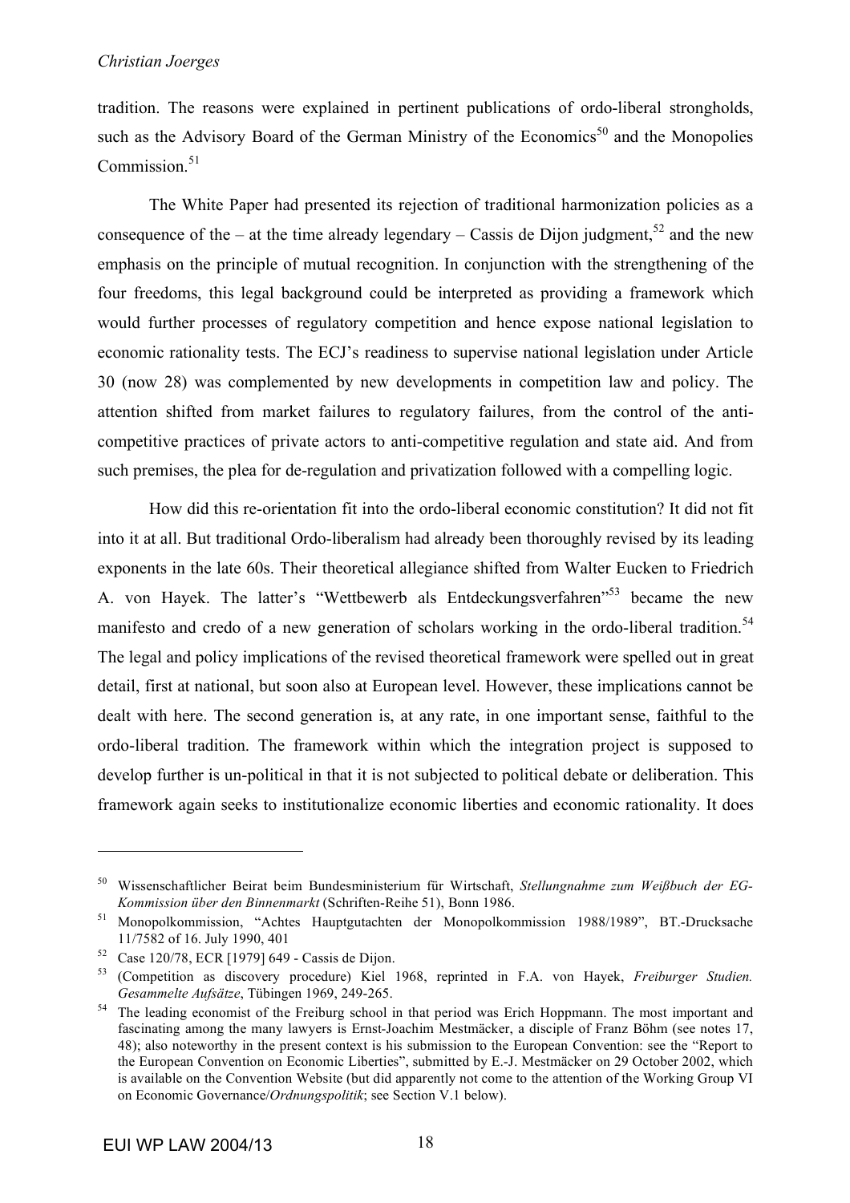tradition. The reasons were explained in pertinent publications of ordo-liberal strongholds, such as the Advisory Board of the German Ministry of the Economics[50] and the Monopolies Commission.[51]

The White Paper had presented its rejection of traditional harmonization policies as a consequence of the – at the time already legendary – Cassis de Dijon judgment,[52] and the new emphasis on the principle of mutual recognition. In conjunction with the strengthening of the four freedoms, this legal background could be interpreted as providing a framework which would further processes of regulatory competition and hence expose national legislation to economic rationality tests. The ECJ's readiness to supervise national legislation under Article 30 (now 28) was complemented by new developments in competition law and policy. The attention shifted from market failures to regulatory failures, from the control of the anti-competitive practices of private actors to anti-competitive regulation and state aid. And from such premises, the plea for de-regulation and privatization followed with a compelling logic.

How did this re-orientation fit into the ordo-liberal economic constitution? It did not fit into it at all. But traditional Ordo-liberalism had already been thoroughly revised by its leading exponents in the late 60s. Their theoretical allegiance shifted from Walter Eucken to Friedrich A. von Hayek. The latter's "Wettbewerb als Entdeckungsverfahren"[53] became the new manifesto and credo of a new generation of scholars working in the ordo-liberal tradition.[54] The legal and policy implications of the revised theoretical framework were spelled out in great detail, first at national, but soon also at European level. However, these implications cannot be dealt with here. The second generation is, at any rate, in one important sense, faithful to the ordo-liberal tradition. The framework within which the integration project is supposed to develop further is un-political in that it is not subjected to political debate or deliberation. This framework again seeks to institutionalize economic liberties and economic rationality. It does

---

[50] Wissenschaftlicher Beirat beim Bundesministerium für Wirtschaft, *Stellungnahme zum Weißbuch der EG-Kommission über den Binnenmarkt* (Schriften-Reihe 51), Bonn 1986.

[51] Monopolkommission, "Achtes Hauptgutachten der Monopolkommission 1988/1989", BT.-Drucksache 11/7582 of 16. July 1990, 401

[52] Case 120/78, ECR [1979] 649 - Cassis de Dijon.

[53] (Competition as discovery procedure) Kiel 1968, reprinted in F.A. von Hayek, *Freiburger Studien. Gesammelte Aufsätze*, Tübingen 1969, 249-265.

[54] The leading economist of the Freiburg school in that period was Erich Hoppmann. The most important and fascinating among the many lawyers is Ernst-Joachim Mestmäcker, a disciple of Franz Böhm (see notes 17, 48); also noteworthy in the present context is his submission to the European Convention: see the "Report to the European Convention on Economic Liberties", submitted by E.-J. Mestmäcker on 29 October 2002, which is available on the Convention Website (but did apparently not come to the attention of the Working Group VI on Economic Governance/*Ordnungspolitik*; see Section V.1 below).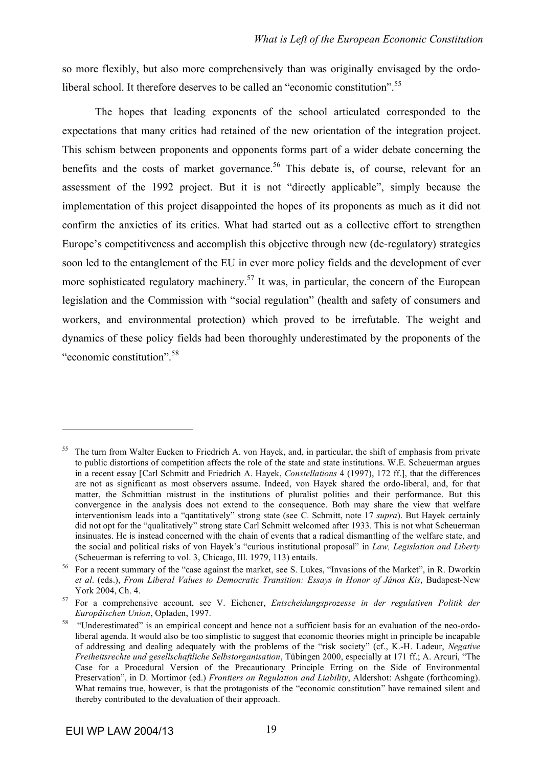so more flexibly, but also more comprehensively than was originally envisaged by the ordo-liberal school. It therefore deserves to be called an "economic constitution".[55]

The hopes that leading exponents of the school articulated corresponded to the expectations that many critics had retained of the new orientation of the integration project. This schism between proponents and opponents forms part of a wider debate concerning the benefits and the costs of market governance.[56] This debate is, of course, relevant for an assessment of the 1992 project. But it is not "directly applicable", simply because the implementation of this project disappointed the hopes of its proponents as much as it did not confirm the anxieties of its critics. What had started out as a collective effort to strengthen Europe's competitiveness and accomplish this objective through new (de-regulatory) strategies soon led to the entanglement of the EU in ever more policy fields and the development of ever more sophisticated regulatory machinery.[57] It was, in particular, the concern of the European legislation and the Commission with "social regulation" (health and safety of consumers and workers, and environmental protection) which proved to be irrefutable. The weight and dynamics of these policy fields had been thoroughly underestimated by the proponents of the "economic constitution".[58]

---

[55] The turn from Walter Eucken to Friedrich A. von Hayek, and, in particular, the shift of emphasis from private to public distortions of competition affects the role of the state and state institutions. W.E. Scheuerman argues in a recent essay [Carl Schmitt and Friedrich A. Hayek, *Constellations* 4 (1997), 172 ff.], that the differences are not as significant as most observers assume. Indeed, von Hayek shared the ordo-liberal, and, for that matter, the Schmittian mistrust in the institutions of pluralist polities and their performance. But this convergence in the analysis does not extend to the consequence. Both may share the view that welfare interventionism leads into a "qantitatively" strong state (see C. Schmitt, note 17 *supra*). But Hayek certainly did not opt for the "qualitatively" strong state Carl Schmitt welcomed after 1933. This is not what Scheuerman insinuates. He is instead concerned with the chain of events that a radical dismantling of the welfare state, and the social and political risks of von Hayek's "curious institutional proposal" in *Law, Legislation and Liberty* (Scheuerman is referring to vol. 3, Chicago, Ill. 1979, 113) entails.

[56] For a recent summary of the "case against the market, see S. Lukes, "Invasions of the Market", in R. Dworkin *et al*. (eds.), *From Liberal Values to Democratic Transition: Essays in Honor of János Kis*, Budapest-New York 2004, Ch. 4.

[57] For a comprehensive account, see V. Eichener, *Entscheidungsprozesse in der regulativen Politik der Europäischen Union*, Opladen, 1997.

[58] "Underestimated" is an empirical concept and hence not a sufficient basis for an evaluation of the neo-ordo-liberal agenda. It would also be too simplistic to suggest that economic theories might in principle be incapable of addressing and dealing adequately with the problems of the "risk society" (cf., K.-H. Ladeur, *Negative Freiheitsrechte und gesellschaftliche Selbstorganisation*, Tübingen 2000, especially at 171 ff.; A. Arcuri, "The Case for a Procedural Version of the Precautionary Principle Erring on the Side of Environmental Preservation", in D. Mortimor (ed.) *Frontiers on Regulation and Liability*, Aldershot: Ashgate (forthcoming). What remains true, however, is that the protagonists of the "economic constitution" have remained silent and thereby contributed to the devaluation of their approach.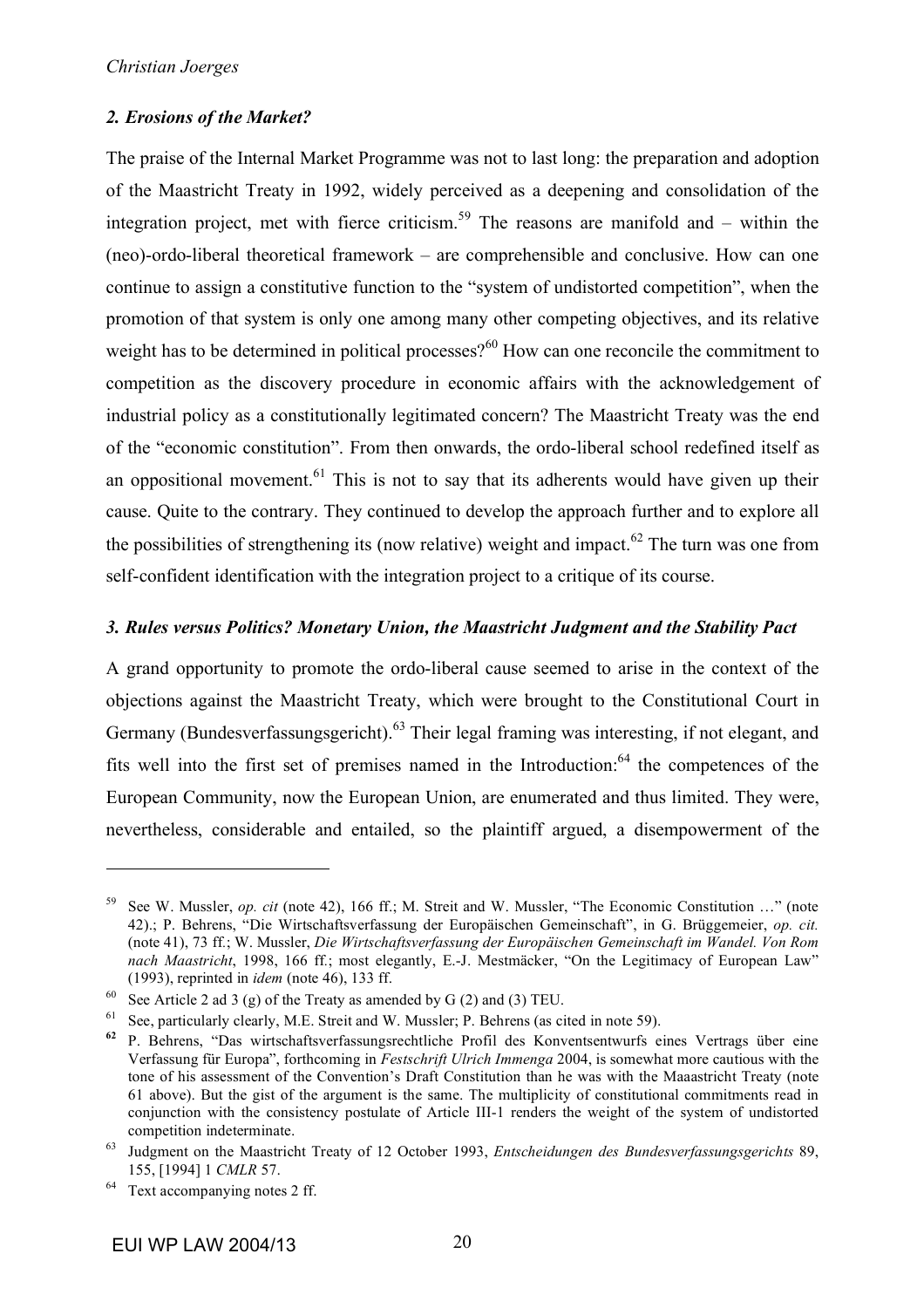### *2. Erosions of the Market?*

The praise of the Internal Market Programme was not to last long: the preparation and adoption of the Maastricht Treaty in 1992, widely perceived as a deepening and consolidation of the integration project, met with fierce criticism.[59] The reasons are manifold and – within the (neo)-ordo-liberal theoretical framework – are comprehensible and conclusive. How can one continue to assign a constitutive function to the "system of undistorted competition", when the promotion of that system is only one among many other competing objectives, and its relative weight has to be determined in political processes?[60] How can one reconcile the commitment to competition as the discovery procedure in economic affairs with the acknowledgement of industrial policy as a constitutionally legitimated concern? The Maastricht Treaty was the end of the "economic constitution". From then onwards, the ordo-liberal school redefined itself as an oppositional movement.[61] This is not to say that its adherents would have given up their cause. Quite to the contrary. They continued to develop the approach further and to explore all the possibilities of strengthening its (now relative) weight and impact.[62] The turn was one from self-confident identification with the integration project to a critique of its course.

### *3. Rules versus Politics? Monetary Union, the Maastricht Judgment and the Stability Pact*

A grand opportunity to promote the ordo-liberal cause seemed to arise in the context of the objections against the Maastricht Treaty, which were brought to the Constitutional Court in Germany (Bundesverfassungsgericht).[63] Their legal framing was interesting, if not elegant, and fits well into the first set of premises named in the Introduction:[64] the competences of the European Community, now the European Union, are enumerated and thus limited. They were, nevertheless, considerable and entailed, so the plaintiff argued, a disempowerment of the

---

[59] See W. Mussler, *op. cit* (note 42), 166 ff.; M. Streit and W. Mussler, "The Economic Constitution …" (note 42).; P. Behrens, "Die Wirtschaftsverfassung der Europäischen Gemeinschaft", in G. Brüggemeier, *op. cit.* (note 41), 73 ff.; W. Mussler, *Die Wirtschaftsverfassung der Europäischen Gemeinschaft im Wandel. Von Rom nach Maastricht*, 1998, 166 ff.; most elegantly, E.-J. Mestmäcker, "On the Legitimacy of European Law" (1993), reprinted in *idem* (note 46), 133 ff.

[60] See Article 2 ad 3 (g) of the Treaty as amended by G (2) and (3) TEU.

[61] See, particularly clearly, M.E. Streit and W. Mussler; P. Behrens (as cited in note 59).

[62] P. Behrens, "Das wirtschaftsverfassungsrechtliche Profil des Konventsentwurfs eines Vertrags über eine Verfassung für Europa", forthcoming in *Festschrift Ulrich Immenga* 2004, is somewhat more cautious with the tone of his assessment of the Convention's Draft Constitution than he was with the Maaastricht Treaty (note 61 above). But the gist of the argument is the same. The multiplicity of constitutional commitments read in conjunction with the consistency postulate of Article III-1 renders the weight of the system of undistorted competition indeterminate.

[63] Judgment on the Maastricht Treaty of 12 October 1993, *Entscheidungen des Bundesverfassungsgerichts* 89, 155, [1994] 1 *CMLR* 57.

[64] Text accompanying notes 2 ff.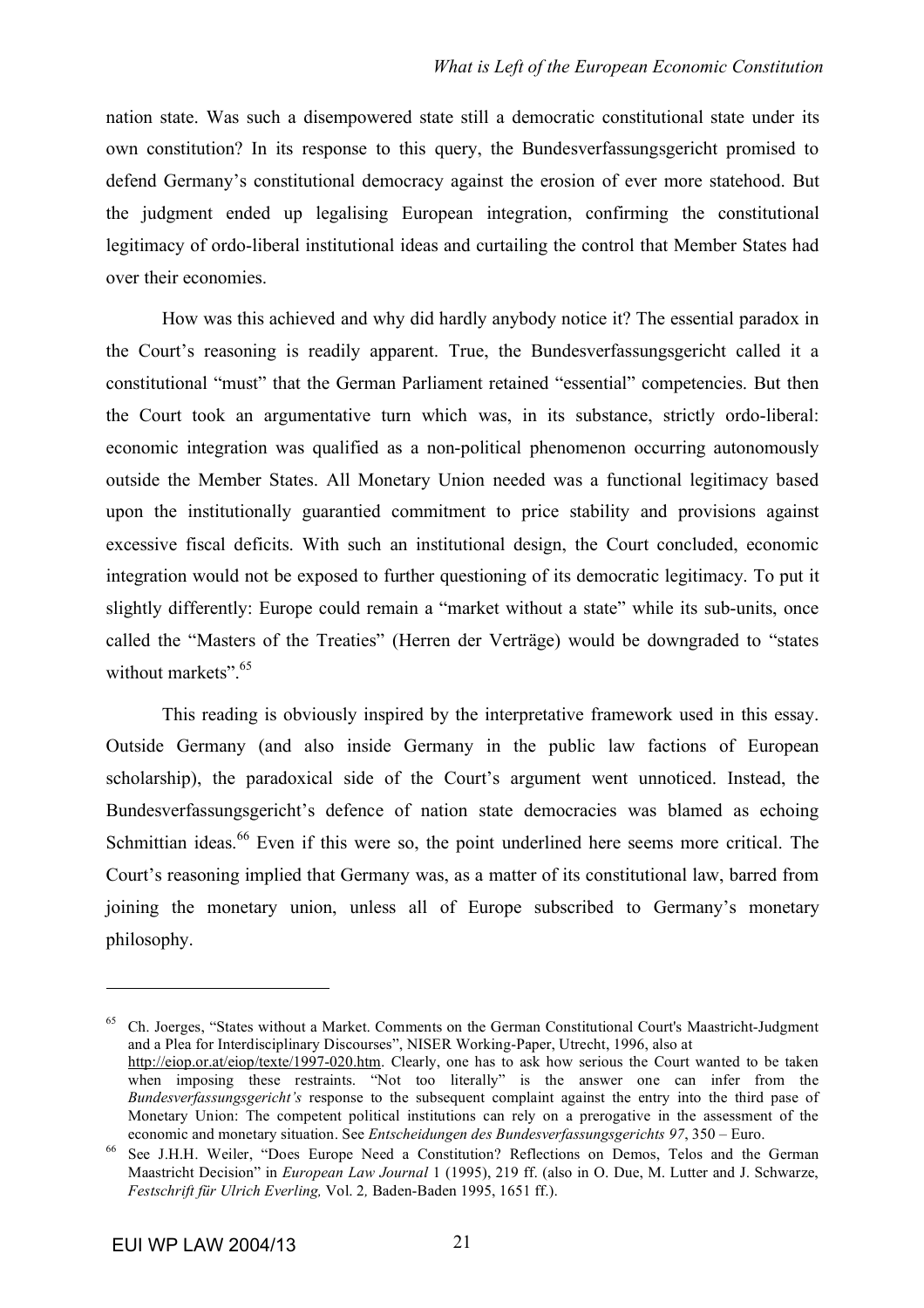nation state. Was such a disempowered state still a democratic constitutional state under its own constitution? In its response to this query, the Bundesverfassungsgericht promised to defend Germany's constitutional democracy against the erosion of ever more statehood. But the judgment ended up legalising European integration, confirming the constitutional legitimacy of ordo-liberal institutional ideas and curtailing the control that Member States had over their economies.

How was this achieved and why did hardly anybody notice it? The essential paradox in the Court's reasoning is readily apparent. True, the Bundesverfassungsgericht called it a constitutional "must" that the German Parliament retained "essential" competencies. But then the Court took an argumentative turn which was, in its substance, strictly ordo-liberal: economic integration was qualified as a non-political phenomenon occurring autonomously outside the Member States. All Monetary Union needed was a functional legitimacy based upon the institutionally guarantied commitment to price stability and provisions against excessive fiscal deficits. With such an institutional design, the Court concluded, economic integration would not be exposed to further questioning of its democratic legitimacy. To put it slightly differently: Europe could remain a "market without a state" while its sub-units, once called the "Masters of the Treaties" (Herren der Verträge) would be downgraded to "states without markets".[65]

This reading is obviously inspired by the interpretative framework used in this essay. Outside Germany (and also inside Germany in the public law factions of European scholarship), the paradoxical side of the Court's argument went unnoticed. Instead, the Bundesverfassungsgericht's defence of nation state democracies was blamed as echoing Schmittian ideas.[66] Even if this were so, the point underlined here seems more critical. The Court's reasoning implied that Germany was, as a matter of its constitutional law, barred from joining the monetary union, unless all of Europe subscribed to Germany's monetary philosophy.

---

[65] Ch. Joerges, "States without a Market. Comments on the German Constitutional Court's Maastricht-Judgment and a Plea for Interdisciplinary Discourses", NISER Working-Paper, Utrecht, 1996, also at http://eiop.or.at/eiop/texte/1997-020.htm. Clearly, one has to ask how serious the Court wanted to be taken when imposing these restraints. "Not too literally" is the answer one can infer from the *Bundesverfassungsgericht's* response to the subsequent complaint against the entry into the third pase of Monetary Union: The competent political institutions can rely on a prerogative in the assessment of the economic and monetary situation. See *Entscheidungen des Bundesverfassungsgerichts 97*, 350 – Euro.

[66] See J.H.H. Weiler, "Does Europe Need a Constitution? Reflections on Demos, Telos and the German Maastricht Decision" in *European Law Journal* 1 (1995), 219 ff. (also in O. Due, M. Lutter and J. Schwarze, *Festschrift für Ulrich Everling,* Vol. 2*,* Baden-Baden 1995, 1651 ff.).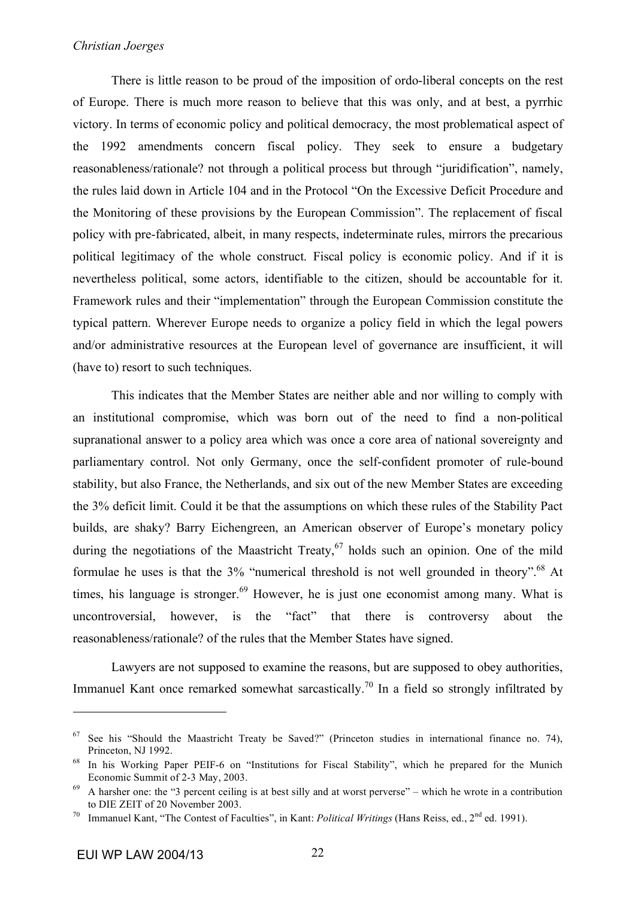There is little reason to be proud of the imposition of ordo-liberal concepts on the rest of Europe. There is much more reason to believe that this was only, and at best, a pyrrhic victory. In terms of economic policy and political democracy, the most problematical aspect of the 1992 amendments concern fiscal policy. They seek to ensure a budgetary reasonableness/rationale? not through a political process but through "juridification", namely, the rules laid down in Article 104 and in the Protocol "On the Excessive Deficit Procedure and the Monitoring of these provisions by the European Commission". The replacement of fiscal policy with pre-fabricated, albeit, in many respects, indeterminate rules, mirrors the precarious political legitimacy of the whole construct. Fiscal policy is economic policy. And if it is nevertheless political, some actors, identifiable to the citizen, should be accountable for it. Framework rules and their "implementation" through the European Commission constitute the typical pattern. Wherever Europe needs to organize a policy field in which the legal powers and/or administrative resources at the European level of governance are insufficient, it will (have to) resort to such techniques.

This indicates that the Member States are neither able and nor willing to comply with an institutional compromise, which was born out of the need to find a non-political supranational answer to a policy area which was once a core area of national sovereignty and parliamentary control. Not only Germany, once the self-confident promoter of rule-bound stability, but also France, the Netherlands, and six out of the new Member States are exceeding the 3% deficit limit. Could it be that the assumptions on which these rules of the Stability Pact builds, are shaky? Barry Eichengreen, an American observer of Europe's monetary policy during the negotiations of the Maastricht Treaty,[67] holds such an opinion. One of the mild formulae he uses is that the 3% "numerical threshold is not well grounded in theory".[68] At times, his language is stronger.[69] However, he is just one economist among many. What is uncontroversial, however, is the "fact" that there is controversy about the reasonableness/rationale? of the rules that the Member States have signed.

Lawyers are not supposed to examine the reasons, but are supposed to obey authorities, Immanuel Kant once remarked somewhat sarcastically.[70] In a field so strongly infiltrated by

---

[67] See his "Should the Maastricht Treaty be Saved?" (Princeton studies in international finance no. 74), Princeton, NJ 1992.

[68] In his Working Paper PEIF-6 on "Institutions for Fiscal Stability", which he prepared for the Munich Economic Summit of 2-3 May, 2003.

[69] A harsher one: the "3 percent ceiling is at best silly and at worst perverse" – which he wrote in a contribution to DIE ZEIT of 20 November 2003.

[70] Immanuel Kant, "The Contest of Faculties", in Kant: *Political Writings* (Hans Reiss, ed., 2nd ed. 1991).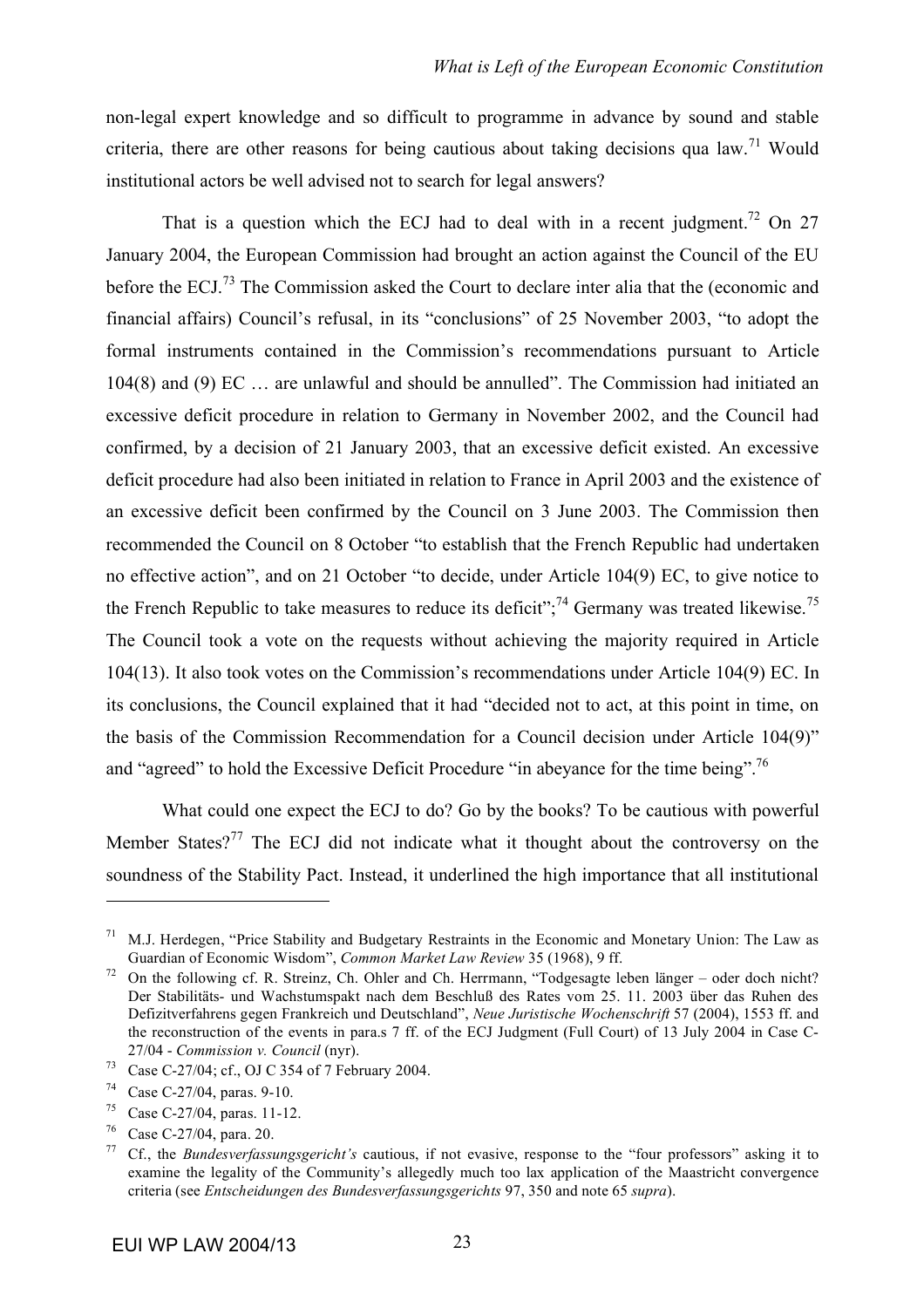non-legal expert knowledge and so difficult to programme in advance by sound and stable criteria, there are other reasons for being cautious about taking decisions qua law.[71] Would institutional actors be well advised not to search for legal answers?

That is a question which the ECJ had to deal with in a recent judgment.[72] On 27 January 2004, the European Commission had brought an action against the Council of the EU before the ECJ.[73] The Commission asked the Court to declare inter alia that the (economic and financial affairs) Council's refusal, in its "conclusions" of 25 November 2003, "to adopt the formal instruments contained in the Commission's recommendations pursuant to Article 104(8) and (9) EC … are unlawful and should be annulled". The Commission had initiated an excessive deficit procedure in relation to Germany in November 2002, and the Council had confirmed, by a decision of 21 January 2003, that an excessive deficit existed. An excessive deficit procedure had also been initiated in relation to France in April 2003 and the existence of an excessive deficit been confirmed by the Council on 3 June 2003. The Commission then recommended the Council on 8 October "to establish that the French Republic had undertaken no effective action", and on 21 October "to decide, under Article 104(9) EC, to give notice to the French Republic to take measures to reduce its deficit";[74] Germany was treated likewise.[75] The Council took a vote on the requests without achieving the majority required in Article 104(13). It also took votes on the Commission's recommendations under Article 104(9) EC. In its conclusions, the Council explained that it had "decided not to act, at this point in time, on the basis of the Commission Recommendation for a Council decision under Article 104(9)" and "agreed" to hold the Excessive Deficit Procedure "in abeyance for the time being".[76]

What could one expect the ECJ to do? Go by the books? To be cautious with powerful Member States?[77] The ECJ did not indicate what it thought about the controversy on the soundness of the Stability Pact. Instead, it underlined the high importance that all institutional

---

[71] M.J. Herdegen, "Price Stability and Budgetary Restraints in the Economic and Monetary Union: The Law as Guardian of Economic Wisdom", *Common Market Law Review* 35 (1968), 9 ff.

[72] On the following cf. R. Streinz, Ch. Ohler and Ch. Herrmann, "Todgesagte leben länger – oder doch nicht? Der Stabilitäts- und Wachstumspakt nach dem Beschluß des Rates vom 25. 11. 2003 über das Ruhen des Defizitverfahrens gegen Frankreich und Deutschland", *Neue Juristische Wochenschrift* 57 (2004), 1553 ff. and the reconstruction of the events in para.s 7 ff. of the ECJ Judgment (Full Court) of 13 July 2004 in Case C-27/04 - *Commission v. Council* (nyr).

[73] Case C-27/04; cf., OJ C 354 of 7 February 2004.

[74] Case C-27/04, paras. 9-10.

[75] Case C-27/04, paras. 11-12.

[76] Case C-27/04, para. 20.

[77] Cf., the *Bundesverfassungsgericht's* cautious, if not evasive, response to the "four professors" asking it to examine the legality of the Community's allegedly much too lax application of the Maastricht convergence criteria (see *Entscheidungen des Bundesverfassungsgerichts* 97, 350 and note 65 *supra*).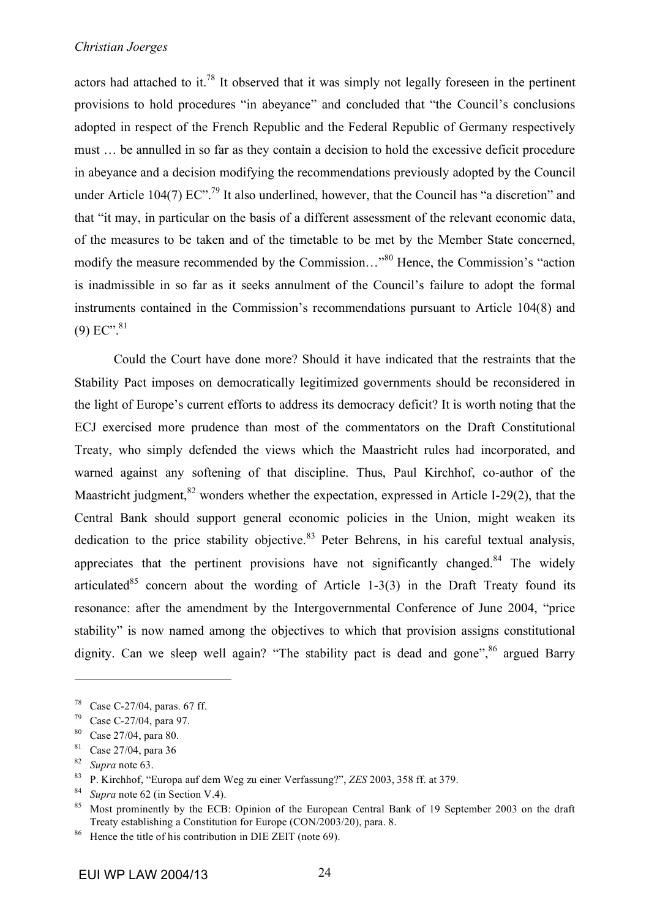actors had attached to it.[78] It observed that it was simply not legally foreseen in the pertinent provisions to hold procedures "in abeyance" and concluded that "the Council's conclusions adopted in respect of the French Republic and the Federal Republic of Germany respectively must … be annulled in so far as they contain a decision to hold the excessive deficit procedure in abeyance and a decision modifying the recommendations previously adopted by the Council under Article 104(7) EC".[79] It also underlined, however, that the Council has "a discretion" and that "it may, in particular on the basis of a different assessment of the relevant economic data, of the measures to be taken and of the timetable to be met by the Member State concerned, modify the measure recommended by the Commission…"[80] Hence, the Commission's "action is inadmissible in so far as it seeks annulment of the Council's failure to adopt the formal instruments contained in the Commission's recommendations pursuant to Article 104(8) and (9) EC".[81]

Could the Court have done more? Should it have indicated that the restraints that the Stability Pact imposes on democratically legitimized governments should be reconsidered in the light of Europe's current efforts to address its democracy deficit? It is worth noting that the ECJ exercised more prudence than most of the commentators on the Draft Constitutional Treaty, who simply defended the views which the Maastricht rules had incorporated, and warned against any softening of that discipline. Thus, Paul Kirchhof, co-author of the Maastricht judgment,[82] wonders whether the expectation, expressed in Article I-29(2), that the Central Bank should support general economic policies in the Union, might weaken its dedication to the price stability objective.[83] Peter Behrens, in his careful textual analysis, appreciates that the pertinent provisions have not significantly changed.[84] The widely articulated[85] concern about the wording of Article 1-3(3) in the Draft Treaty found its resonance: after the amendment by the Intergovernmental Conference of June 2004, "price stability" is now named among the objectives to which that provision assigns constitutional dignity. Can we sleep well again? "The stability pact is dead and gone",[86] argued Barry

---

[78] Case C-27/04, paras. 67 ff.

[79] Case C-27/04, para 97.

[80] Case 27/04, para 80.

[81] Case 27/04, para 36

[82] *Supra* note 63.

[83] P. Kirchhof, "Europa auf dem Weg zu einer Verfassung?", *ZES* 2003, 358 ff. at 379.

[84] *Supra* note 62 (in Section V.4).

[85] Most prominently by the ECB: Opinion of the European Central Bank of 19 September 2003 on the draft Treaty establishing a Constitution for Europe (CON/2003/20), para. 8.

[86] Hence the title of his contribution in DIE ZEIT (note 69).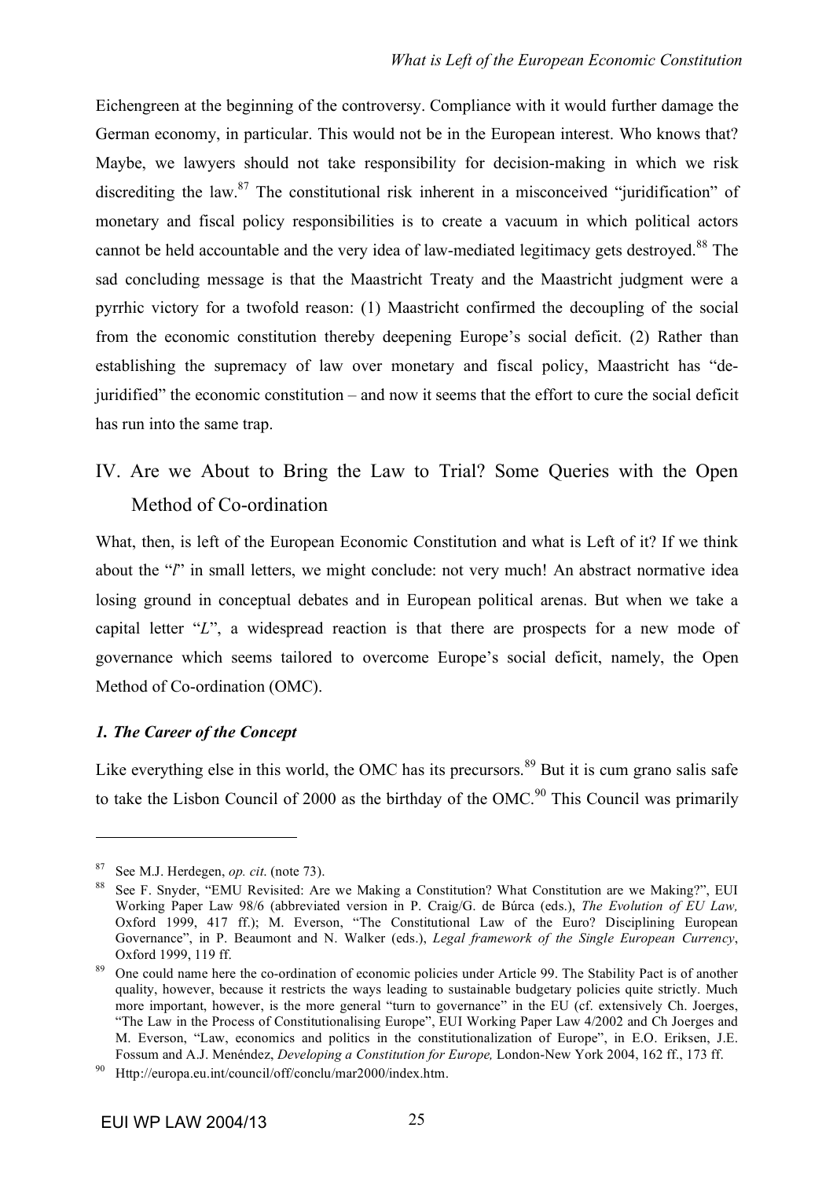Eichengreen at the beginning of the controversy. Compliance with it would further damage the German economy, in particular. This would not be in the European interest. Who knows that? Maybe, we lawyers should not take responsibility for decision-making in which we risk discrediting the law.[87] The constitutional risk inherent in a misconceived "juridification" of monetary and fiscal policy responsibilities is to create a vacuum in which political actors cannot be held accountable and the very idea of law-mediated legitimacy gets destroyed.[88] The sad concluding message is that the Maastricht Treaty and the Maastricht judgment were a pyrrhic victory for a twofold reason: (1) Maastricht confirmed the decoupling of the social from the economic constitution thereby deepening Europe's social deficit. (2) Rather than establishing the supremacy of law over monetary and fiscal policy, Maastricht has "de-juridified" the economic constitution – and now it seems that the effort to cure the social deficit has run into the same trap.

## IV. Are we About to Bring the Law to Trial? Some Queries with the Open Method of Co-ordination

What, then, is left of the European Economic Constitution and what is Left of it? If we think about the "*l*" in small letters, we might conclude: not very much! An abstract normative idea losing ground in conceptual debates and in European political arenas. But when we take a capital letter "*L*", a widespread reaction is that there are prospects for a new mode of governance which seems tailored to overcome Europe's social deficit, namely, the Open Method of Co-ordination (OMC).

### *1. The Career of the Concept*

Like everything else in this world, the OMC has its precursors.[89] But it is cum grano salis safe to take the Lisbon Council of 2000 as the birthday of the OMC.[90] This Council was primarily

---

[87] See M.J. Herdegen, *op. cit*. (note 73).

[88] See F. Snyder, "EMU Revisited: Are we Making a Constitution? What Constitution are we Making?", EUI Working Paper Law 98/6 (abbreviated version in P. Craig/G. de Búrca (eds.), *The Evolution of EU Law,* Oxford 1999, 417 ff.); M. Everson, "The Constitutional Law of the Euro? Disciplining European Governance", in P. Beaumont and N. Walker (eds.), *Legal framework of the Single European Currency*, Oxford 1999, 119 ff.

[89] One could name here the co-ordination of economic policies under Article 99. The Stability Pact is of another quality, however, because it restricts the ways leading to sustainable budgetary policies quite strictly. Much more important, however, is the more general "turn to governance" in the EU (cf. extensively Ch. Joerges, "The Law in the Process of Constitutionalising Europe", EUI Working Paper Law 4/2002 and Ch Joerges and M. Everson, "Law, economics and politics in the constitutionalization of Europe", in E.O. Eriksen, J.E. Fossum and A.J. Menéndez, *Developing a Constitution for Europe,* London-New York 2004, 162 ff., 173 ff.

[90] Http://europa.eu.int/council/off/conclu/mar2000/index.htm.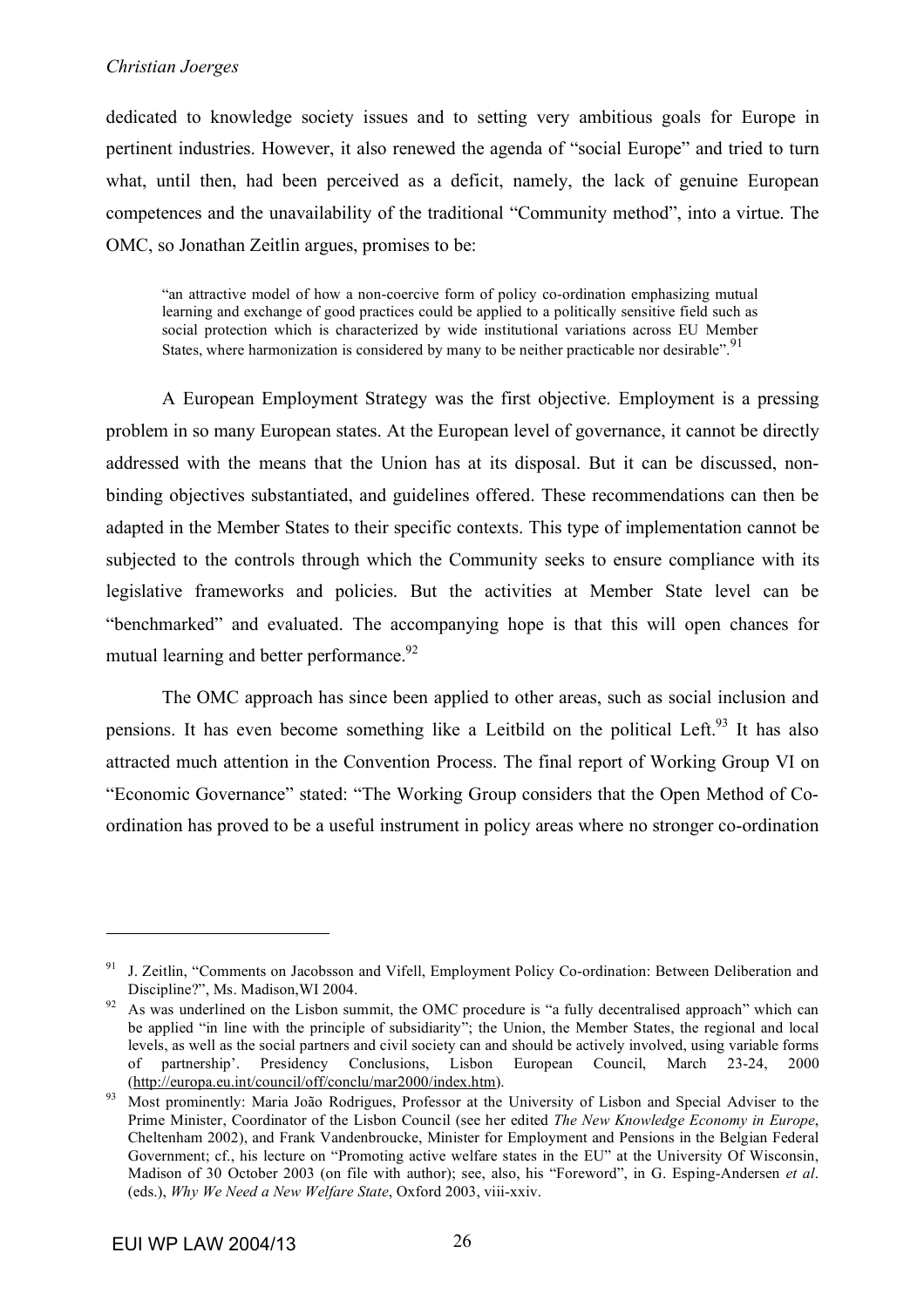dedicated to knowledge society issues and to setting very ambitious goals for Europe in pertinent industries. However, it also renewed the agenda of "social Europe" and tried to turn what, until then, had been perceived as a deficit, namely, the lack of genuine European competences and the unavailability of the traditional "Community method", into a virtue. The OMC, so Jonathan Zeitlin argues, promises to be:

> "an attractive model of how a non-coercive form of policy co-ordination emphasizing mutual learning and exchange of good practices could be applied to a politically sensitive field such as social protection which is characterized by wide institutional variations across EU Member States, where harmonization is considered by many to be neither practicable nor desirable".[91]

A European Employment Strategy was the first objective. Employment is a pressing problem in so many European states. At the European level of governance, it cannot be directly addressed with the means that the Union has at its disposal. But it can be discussed, non-binding objectives substantiated, and guidelines offered. These recommendations can then be adapted in the Member States to their specific contexts. This type of implementation cannot be subjected to the controls through which the Community seeks to ensure compliance with its legislative frameworks and policies. But the activities at Member State level can be "benchmarked" and evaluated. The accompanying hope is that this will open chances for mutual learning and better performance.[92]

The OMC approach has since been applied to other areas, such as social inclusion and pensions. It has even become something like a Leitbild on the political Left.[93] It has also attracted much attention in the Convention Process. The final report of Working Group VI on "Economic Governance" stated: "The Working Group considers that the Open Method of Co-ordination has proved to be a useful instrument in policy areas where no stronger co-ordination

---

[91] J. Zeitlin, "Comments on Jacobsson and Vifell, Employment Policy Co-ordination: Between Deliberation and Discipline?", Ms. Madison,WI 2004.

[92] As was underlined on the Lisbon summit, the OMC procedure is "a fully decentralised approach" which can be applied "in line with the principle of subsidiarity"; the Union, the Member States, the regional and local levels, as well as the social partners and civil society can and should be actively involved, using variable forms of partnership'. Presidency Conclusions, Lisbon European Council, March 23-24, 2000 (http://europa.eu.int/council/off/conclu/mar2000/index.htm).

[93] Most prominently: Maria João Rodrigues, Professor at the University of Lisbon and Special Adviser to the Prime Minister, Coordinator of the Lisbon Council (see her edited *The New Knowledge Economy in Europe*, Cheltenham 2002), and Frank Vandenbroucke, Minister for Employment and Pensions in the Belgian Federal Government; cf., his lecture on "Promoting active welfare states in the EU" at the University Of Wisconsin, Madison of 30 October 2003 (on file with author); see, also, his "Foreword", in G. Esping-Andersen *et al*. (eds.), *Why We Need a New Welfare State*, Oxford 2003, viii-xxiv.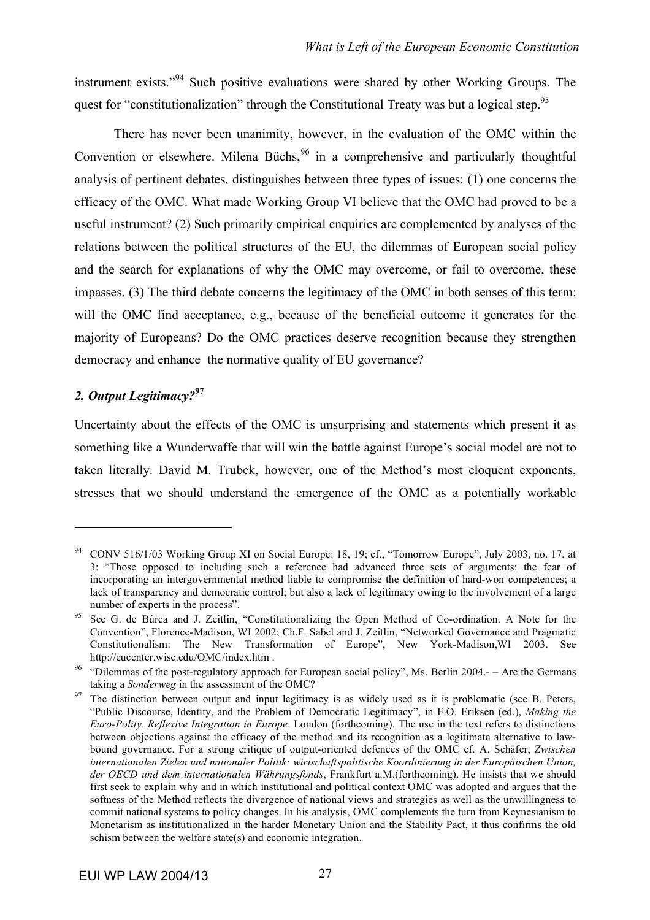instrument exists."[94] Such positive evaluations were shared by other Working Groups. The quest for "constitutionalization" through the Constitutional Treaty was but a logical step.[95]

There has never been unanimity, however, in the evaluation of the OMC within the Convention or elsewhere. Milena Büchs,[96] in a comprehensive and particularly thoughtful analysis of pertinent debates, distinguishes between three types of issues: (1) one concerns the efficacy of the OMC. What made Working Group VI believe that the OMC had proved to be a useful instrument? (2) Such primarily empirical enquiries are complemented by analyses of the relations between the political structures of the EU, the dilemmas of European social policy and the search for explanations of why the OMC may overcome, or fail to overcome, these impasses. (3) The third debate concerns the legitimacy of the OMC in both senses of this term: will the OMC find acceptance, e.g., because of the beneficial outcome it generates for the majority of Europeans? Do the OMC practices deserve recognition because they strengthen democracy and enhance the normative quality of EU governance?

### *2. Output Legitimacy?*[97]

Uncertainty about the effects of the OMC is unsurprising and statements which present it as something like a Wunderwaffe that will win the battle against Europe's social model are not to taken literally. David M. Trubek, however, one of the Method's most eloquent exponents, stresses that we should understand the emergence of the OMC as a potentially workable

---

[94] CONV 516/1/03 Working Group XI on Social Europe: 18, 19; cf., "Tomorrow Europe", July 2003, no. 17, at 3: "Those opposed to including such a reference had advanced three sets of arguments: the fear of incorporating an intergovernmental method liable to compromise the definition of hard-won competences; a lack of transparency and democratic control; but also a lack of legitimacy owing to the involvement of a large number of experts in the process".

[95] See G. de Búrca and J. Zeitlin, "Constitutionalizing the Open Method of Co-ordination. A Note for the Convention", Florence-Madison, WI 2002; Ch.F. Sabel and J. Zeitlin, "Networked Governance and Pragmatic Constitutionalism: The New Transformation of Europe", New York-Madison,WI 2003. See http://eucenter.wisc.edu/OMC/index.htm .

[96] "Dilemmas of the post-regulatory approach for European social policy", Ms. Berlin 2004.- – Are the Germans taking a *Sonderweg* in the assessment of the OMC?

[97] The distinction between output and input legitimacy is as widely used as it is problematic (see B. Peters, "Public Discourse, Identity, and the Problem of Democratic Legitimacy", in E.O. Eriksen (ed.), *Making the Euro-Polity. Reflexive Integration in Europe*. London (forthcoming). The use in the text refers to distinctions between objections against the efficacy of the method and its recognition as a legitimate alternative to law-bound governance. For a strong critique of output-oriented defences of the OMC cf. A. Schäfer, *Zwischen internationalen Zielen und nationaler Politik: wirtschaftspolitische Koordinierung in der Europäischen Union, der OECD und dem internationalen Währungsfonds*, Frankfurt a.M.(forthcoming). He insists that we should first seek to explain why and in which institutional and political context OMC was adopted and argues that the softness of the Method reflects the divergence of national views and strategies as well as the unwillingness to commit national systems to policy changes. In his analysis, OMC complements the turn from Keynesianism to Monetarism as institutionalized in the harder Monetary Union and the Stability Pact, it thus confirms the old schism between the welfare state(s) and economic integration.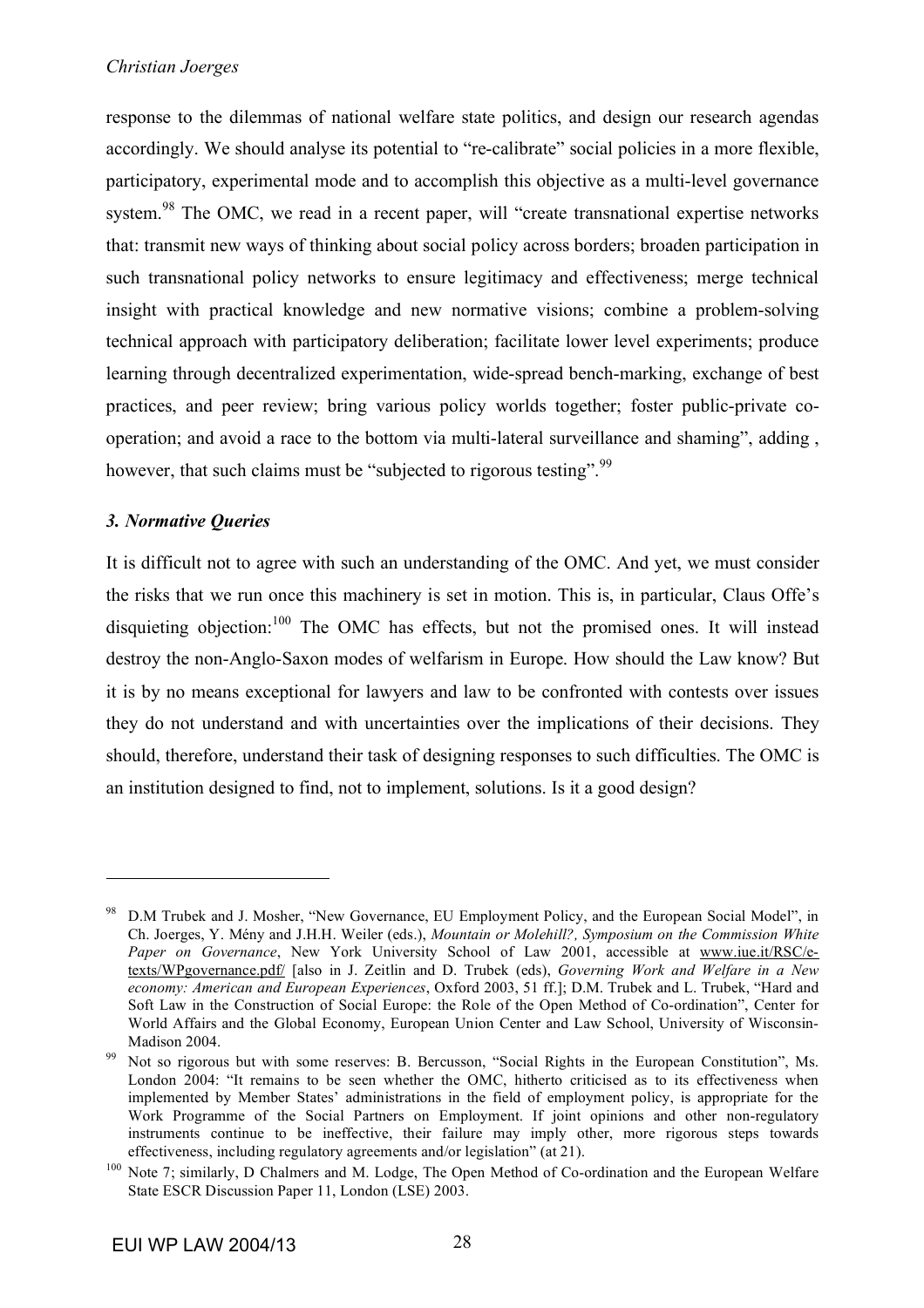response to the dilemmas of national welfare state politics, and design our research agendas accordingly. We should analyse its potential to "re-calibrate" social policies in a more flexible, participatory, experimental mode and to accomplish this objective as a multi-level governance system.[98] The OMC, we read in a recent paper, will "create transnational expertise networks that: transmit new ways of thinking about social policy across borders; broaden participation in such transnational policy networks to ensure legitimacy and effectiveness; merge technical insight with practical knowledge and new normative visions; combine a problem-solving technical approach with participatory deliberation; facilitate lower level experiments; produce learning through decentralized experimentation, wide-spread bench-marking, exchange of best practices, and peer review; bring various policy worlds together; foster public-private co-operation; and avoid a race to the bottom via multi-lateral surveillance and shaming", adding , however, that such claims must be "subjected to rigorous testing".[99]

### *3. Normative Queries*

It is difficult not to agree with such an understanding of the OMC. And yet, we must consider the risks that we run once this machinery is set in motion. This is, in particular, Claus Offe's disquieting objection:[100] The OMC has effects, but not the promised ones. It will instead destroy the non-Anglo-Saxon modes of welfarism in Europe. How should the Law know? But it is by no means exceptional for lawyers and law to be confronted with contests over issues they do not understand and with uncertainties over the implications of their decisions. They should, therefore, understand their task of designing responses to such difficulties. The OMC is an institution designed to find, not to implement, solutions. Is it a good design?

---

[98] D.M Trubek and J. Mosher, "New Governance, EU Employment Policy, and the European Social Model", in Ch. Joerges, Y. Mény and J.H.H. Weiler (eds.), *Mountain or Molehill?, Symposium on the Commission White Paper on Governance*, New York University School of Law 2001, accessible at www.iue.it/RSC/e-texts/WPgovernance.pdf/ [also in J. Zeitlin and D. Trubek (eds), *Governing Work and Welfare in a New economy: American and European Experiences*, Oxford 2003, 51 ff.]; D.M. Trubek and L. Trubek, "Hard and Soft Law in the Construction of Social Europe: the Role of the Open Method of Co-ordination", Center for World Affairs and the Global Economy, European Union Center and Law School, University of Wisconsin-Madison 2004.

[99] Not so rigorous but with some reserves: B. Bercusson, "Social Rights in the European Constitution", Ms. London 2004: "It remains to be seen whether the OMC, hitherto criticised as to its effectiveness when implemented by Member States' administrations in the field of employment policy, is appropriate for the Work Programme of the Social Partners on Employment. If joint opinions and other non-regulatory instruments continue to be ineffective, their failure may imply other, more rigorous steps towards effectiveness, including regulatory agreements and/or legislation" (at 21).

[100] Note 7; similarly, D Chalmers and M. Lodge, The Open Method of Co-ordination and the European Welfare State ESCR Discussion Paper 11, London (LSE) 2003.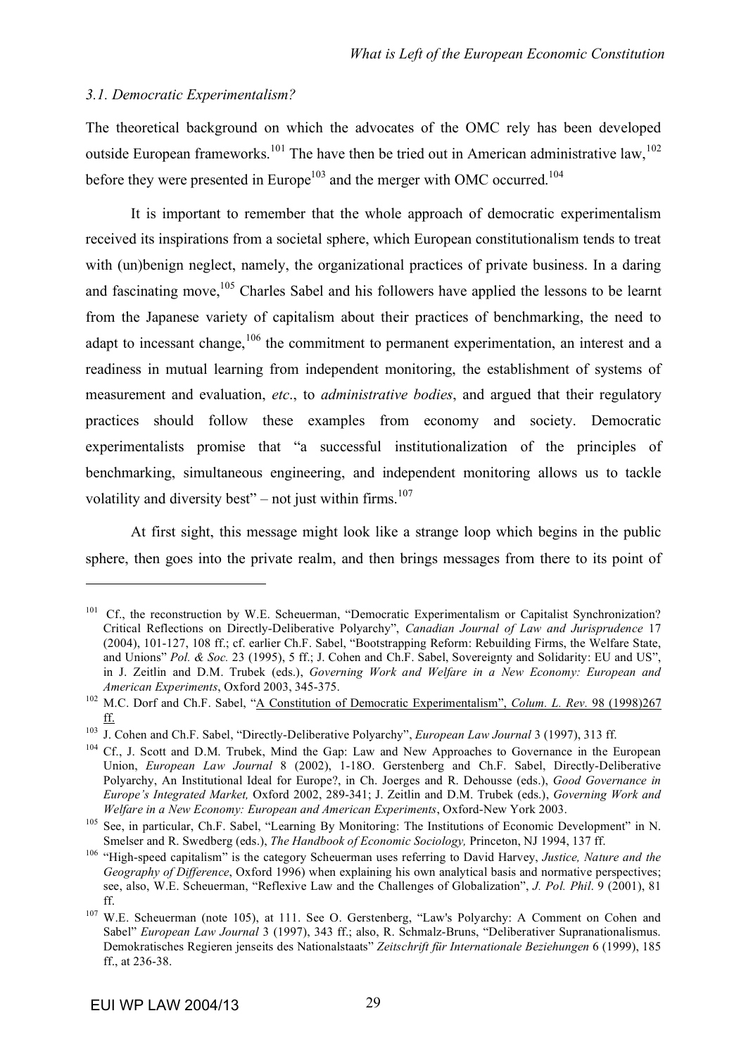### *3.1. Democratic Experimentalism?*

The theoretical background on which the advocates of the OMC rely has been developed outside European frameworks.[101] The have then be tried out in American administrative law,[102] before they were presented in Europe[103] and the merger with OMC occurred.[104]

It is important to remember that the whole approach of democratic experimentalism received its inspirations from a societal sphere, which European constitutionalism tends to treat with (un)benign neglect, namely, the organizational practices of private business. In a daring and fascinating move,[105] Charles Sabel and his followers have applied the lessons to be learnt from the Japanese variety of capitalism about their practices of benchmarking, the need to adapt to incessant change,[106] the commitment to permanent experimentation, an interest and a readiness in mutual learning from independent monitoring, the establishment of systems of measurement and evaluation, *etc*., to *administrative bodies*, and argued that their regulatory practices should follow these examples from economy and society. Democratic experimentalists promise that "a successful institutionalization of the principles of benchmarking, simultaneous engineering, and independent monitoring allows us to tackle volatility and diversity best" – not just within firms.[107]

At first sight, this message might look like a strange loop which begins in the public sphere, then goes into the private realm, and then brings messages from there to its point of

---

[101] Cf., the reconstruction by W.E. Scheuerman, "Democratic Experimentalism or Capitalist Synchronization? Critical Reflections on Directly-Deliberative Polyarchy", *Canadian Journal of Law and Jurisprudence* 17 (2004), 101-127, 108 ff.; cf. earlier Ch.F. Sabel, "Bootstrapping Reform: Rebuilding Firms, the Welfare State, and Unions" *Pol. & Soc.* 23 (1995), 5 ff.; J. Cohen and Ch.F. Sabel, Sovereignty and Solidarity: EU and US", in J. Zeitlin and D.M. Trubek (eds.), *Governing Work and Welfare in a New Economy: European and American Experiments*, Oxford 2003, 345-375.

[102] M.C. Dorf and Ch.F. Sabel, "A Constitution of Democratic Experimentalism", *Colum. L. Rev.* 98 (1998)267 ff.

[103] J. Cohen and Ch.F. Sabel, "Directly-Deliberative Polyarchy", *European Law Journal* 3 (1997), 313 ff.

[104] Cf., J. Scott and D.M. Trubek, Mind the Gap: Law and New Approaches to Governance in the European Union, *European Law Journal* 8 (2002), 1-18O. Gerstenberg and Ch.F. Sabel, Directly-Deliberative Polyarchy, An Institutional Ideal for Europe?, in Ch. Joerges and R. Dehousse (eds.), *Good Governance in Europe's Integrated Market,* Oxford 2002, 289-341; J. Zeitlin and D.M. Trubek (eds.), *Governing Work and Welfare in a New Economy: European and American Experiments*, Oxford-New York 2003.

[105] See, in particular, Ch.F. Sabel, "Learning By Monitoring: The Institutions of Economic Development" in N. Smelser and R. Swedberg (eds.), *The Handbook of Economic Sociology,* Princeton, NJ 1994, 137 ff.

[106] "High-speed capitalism" is the category Scheuerman uses referring to David Harvey, *Justice, Nature and the Geography of Difference*, Oxford 1996) when explaining his own analytical basis and normative perspectives; see, also, W.E. Scheuerman, "Reflexive Law and the Challenges of Globalization", *J. Pol. Phil*. 9 (2001), 81 ff.

[107] W.E. Scheuerman (note 105), at 111. See O. Gerstenberg, "Law's Polyarchy: A Comment on Cohen and Sabel" *European Law Journal* 3 (1997), 343 ff.; also, R. Schmalz-Bruns, "Deliberativer Supranationalismus. Demokratisches Regieren jenseits des Nationalstaats" *Zeitschrift für Internationale Beziehungen* 6 (1999), 185 ff., at 236-38.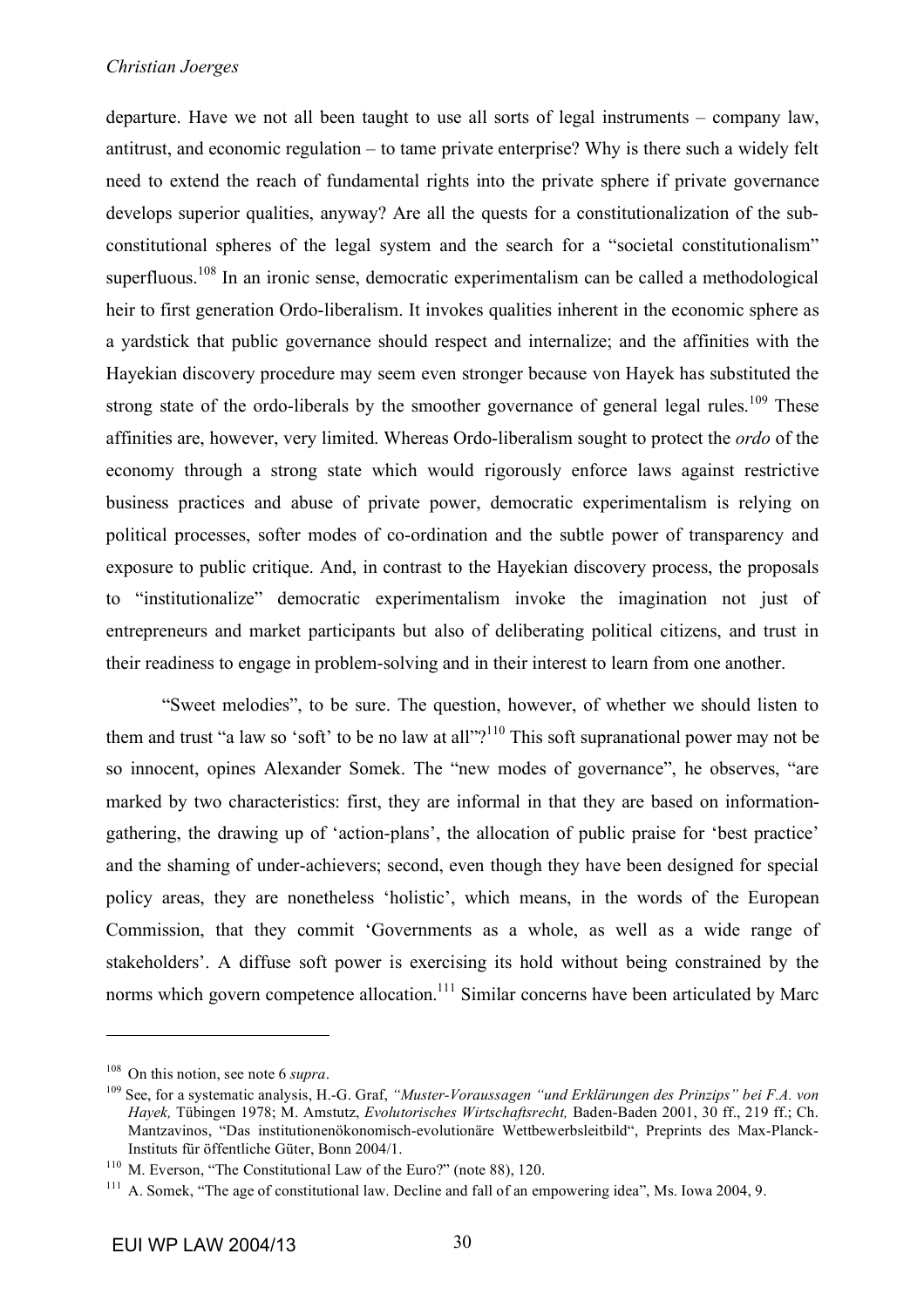departure. Have we not all been taught to use all sorts of legal instruments – company law, antitrust, and economic regulation – to tame private enterprise? Why is there such a widely felt need to extend the reach of fundamental rights into the private sphere if private governance develops superior qualities, anyway? Are all the quests for a constitutionalization of the sub-constitutional spheres of the legal system and the search for a "societal constitutionalism" superfluous.[108] In an ironic sense, democratic experimentalism can be called a methodological heir to first generation Ordo-liberalism. It invokes qualities inherent in the economic sphere as a yardstick that public governance should respect and internalize; and the affinities with the Hayekian discovery procedure may seem even stronger because von Hayek has substituted the strong state of the ordo-liberals by the smoother governance of general legal rules.[109] These affinities are, however, very limited. Whereas Ordo-liberalism sought to protect the *ordo* of the economy through a strong state which would rigorously enforce laws against restrictive business practices and abuse of private power, democratic experimentalism is relying on political processes, softer modes of co-ordination and the subtle power of transparency and exposure to public critique. And, in contrast to the Hayekian discovery process, the proposals to "institutionalize" democratic experimentalism invoke the imagination not just of entrepreneurs and market participants but also of deliberating political citizens, and trust in their readiness to engage in problem-solving and in their interest to learn from one another.

"Sweet melodies", to be sure. The question, however, of whether we should listen to them and trust "a law so 'soft' to be no law at all"?[110] This soft supranational power may not be so innocent, opines Alexander Somek. The "new modes of governance", he observes, "are marked by two characteristics: first, they are informal in that they are based on information-gathering, the drawing up of 'action-plans', the allocation of public praise for 'best practice' and the shaming of under-achievers; second, even though they have been designed for special policy areas, they are nonetheless 'holistic', which means, in the words of the European Commission, that they commit 'Governments as a whole, as well as a wide range of stakeholders'. A diffuse soft power is exercising its hold without being constrained by the norms which govern competence allocation.[111] Similar concerns have been articulated by Marc

---

[108] On this notion, see note 6 *supra*.

[109] See, for a systematic analysis, H.-G. Graf, *"Muster-Voraussagen "und Erklärungen des Prinzips" bei F.A. von Hayek,* Tübingen 1978; M. Amstutz, *Evolutorisches Wirtschaftsrecht,* Baden-Baden 2001, 30 ff., 219 ff.; Ch. Mantzavinos, "Das institutionenökonomisch-evolutionäre Wettbewerbsleitbild", Preprints des Max-Planck-Instituts für öffentliche Güter, Bonn 2004/1.

[110] M. Everson, "The Constitutional Law of the Euro?" (note 88), 120.

[111] A. Somek, "The age of constitutional law. Decline and fall of an empowering idea", Ms. Iowa 2004, 9.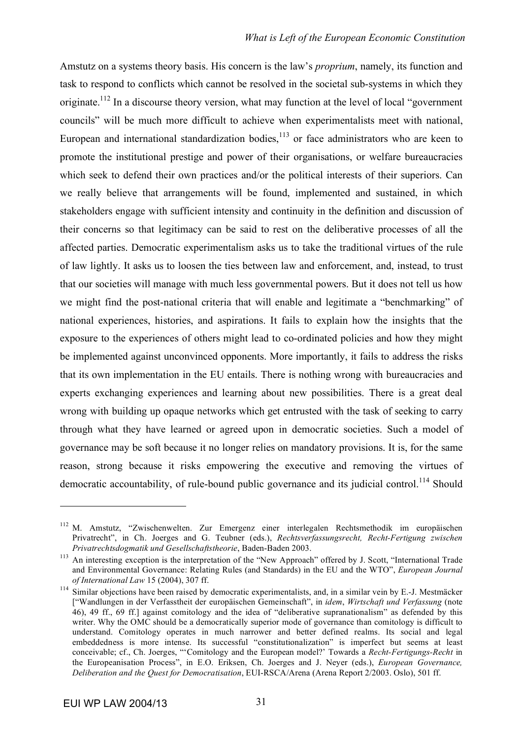Amstutz on a systems theory basis. His concern is the law's *proprium*, namely, its function and task to respond to conflicts which cannot be resolved in the societal sub-systems in which they originate.[112] In a discourse theory version, what may function at the level of local "government councils" will be much more difficult to achieve when experimentalists meet with national, European and international standardization bodies,[113] or face administrators who are keen to promote the institutional prestige and power of their organisations, or welfare bureaucracies which seek to defend their own practices and/or the political interests of their superiors. Can we really believe that arrangements will be found, implemented and sustained, in which stakeholders engage with sufficient intensity and continuity in the definition and discussion of their concerns so that legitimacy can be said to rest on the deliberative processes of all the affected parties. Democratic experimentalism asks us to take the traditional virtues of the rule of law lightly. It asks us to loosen the ties between law and enforcement, and, instead, to trust that our societies will manage with much less governmental powers. But it does not tell us how we might find the post-national criteria that will enable and legitimate a "benchmarking" of national experiences, histories, and aspirations. It fails to explain how the insights that the exposure to the experiences of others might lead to co-ordinated policies and how they might be implemented against unconvinced opponents. More importantly, it fails to address the risks that its own implementation in the EU entails. There is nothing wrong with bureaucracies and experts exchanging experiences and learning about new possibilities. There is a great deal wrong with building up opaque networks which get entrusted with the task of seeking to carry through what they have learned or agreed upon in democratic societies. Such a model of governance may be soft because it no longer relies on mandatory provisions. It is, for the same reason, strong because it risks empowering the executive and removing the virtues of democratic accountability, of rule-bound public governance and its judicial control.[114] Should

---

[112] M. Amstutz, "Zwischenwelten. Zur Emergenz einer interlegalen Rechtsmethodik im europäischen Privatrecht", in Ch. Joerges and G. Teubner (eds.), *Rechtsverfassungsrecht, Recht-Fertigung zwischen Privatrechtsdogmatik und Gesellschaftstheorie*, Baden-Baden 2003.

[113] An interesting exception is the interpretation of the "New Approach" offered by J. Scott, "International Trade and Environmental Governance: Relating Rules (and Standards) in the EU and the WTO", *European Journal of International Law* 15 (2004), 307 ff.

[114] Similar objections have been raised by democratic experimentalists, and, in a similar vein by E.-J. Mestmäcker ["Wandlungen in der Verfasstheit der europäischen Gemeinschaft", in *idem*, *Wirtschaft und Verfassung* (note 46), 49 ff., 69 ff.] against comitology and the idea of "deliberative supranationalism" as defended by this writer. Why the OMC should be a democratically superior mode of governance than comitology is difficult to understand. Comitology operates in much narrower and better defined realms. Its social and legal embeddedness is more intense. Its successful "constitutionalization" is imperfect but seems at least conceivable; cf., Ch. Joerges, "'Comitology and the European model?' Towards a *Recht-Fertigungs-Recht* in the Europeanisation Process", in E.O. Eriksen, Ch. Joerges and J. Neyer (eds.), *European Governance, Deliberation and the Quest for Democratisation*, EUI-RSCA/Arena (Arena Report 2/2003. Oslo), 501 ff.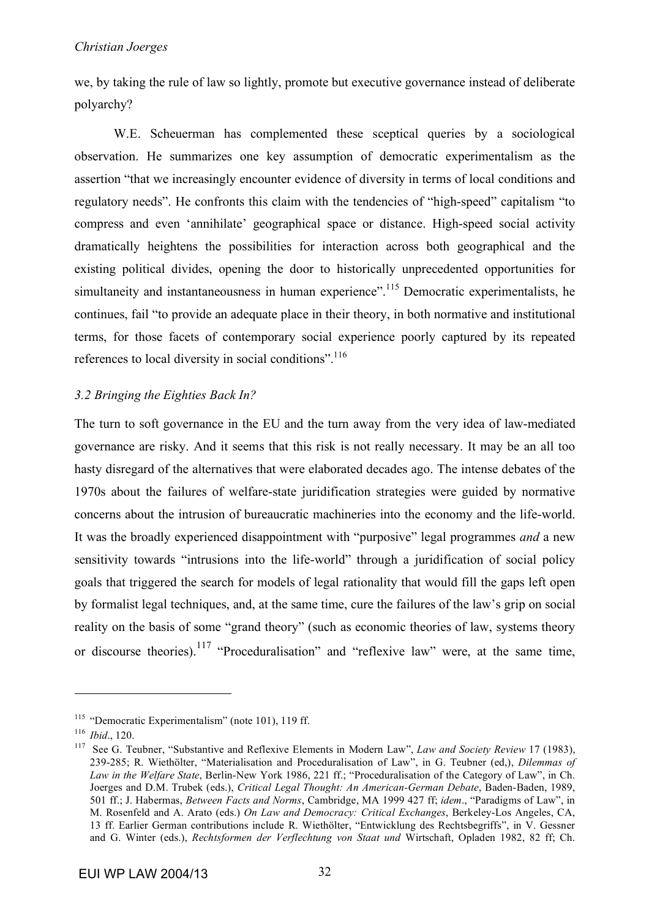we, by taking the rule of law so lightly, promote but executive governance instead of deliberate polyarchy?

W.E. Scheuerman has complemented these sceptical queries by a sociological observation. He summarizes one key assumption of democratic experimentalism as the assertion "that we increasingly encounter evidence of diversity in terms of local conditions and regulatory needs". He confronts this claim with the tendencies of "high-speed" capitalism "to compress and even 'annihilate' geographical space or distance. High-speed social activity dramatically heightens the possibilities for interaction across both geographical and the existing political divides, opening the door to historically unprecedented opportunities for simultaneity and instantaneousness in human experience".[115] Democratic experimentalists, he continues, fail "to provide an adequate place in their theory, in both normative and institutional terms, for those facets of contemporary social experience poorly captured by its repeated references to local diversity in social conditions".[116]

### *3.2 Bringing the Eighties Back In?*

The turn to soft governance in the EU and the turn away from the very idea of law-mediated governance are risky. And it seems that this risk is not really necessary. It may be an all too hasty disregard of the alternatives that were elaborated decades ago. The intense debates of the 1970s about the failures of welfare-state juridification strategies were guided by normative concerns about the intrusion of bureaucratic machineries into the economy and the life-world. It was the broadly experienced disappointment with "purposive" legal programmes *and* a new sensitivity towards "intrusions into the life-world" through a juridification of social policy goals that triggered the search for models of legal rationality that would fill the gaps left open by formalist legal techniques, and, at the same time, cure the failures of the law's grip on social reality on the basis of some "grand theory" (such as economic theories of law, systems theory or discourse theories).[117] "Proceduralisation" and "reflexive law" were, at the same time,

---

[115] "Democratic Experimentalism" (note 101), 119 ff.

[116] *Ibid*., 120.

[117] See G. Teubner, "Substantive and Reflexive Elements in Modern Law", *Law and Society Review* 17 (1983), 239-285; R. Wiethölter, "Materialisation and Proceduralisation of Law", in G. Teubner (ed,), *Dilemmas of Law in the Welfare State*, Berlin-New York 1986, 221 ff.; "Proceduralisation of the Category of Law", in Ch. Joerges and D.M. Trubek (eds.), *Critical Legal Thought: An American-German Debate*, Baden-Baden, 1989, 501 ff.; J. Habermas, *Between Facts and Norms*, Cambridge, MA 1999 427 ff; *idem*., "Paradigms of Law", in M. Rosenfeld and A. Arato (eds.) *On Law and Democracy: Critical Exchanges*, Berkeley-Los Angeles, CA, 13 ff. Earlier German contributions include R. Wiethölter, "Entwicklung des Rechtsbegriffs", in V. Gessner and G. Winter (eds.), *Rechtsformen der Verflechtung von Staat und* Wirtschaft, Opladen 1982, 82 ff; Ch.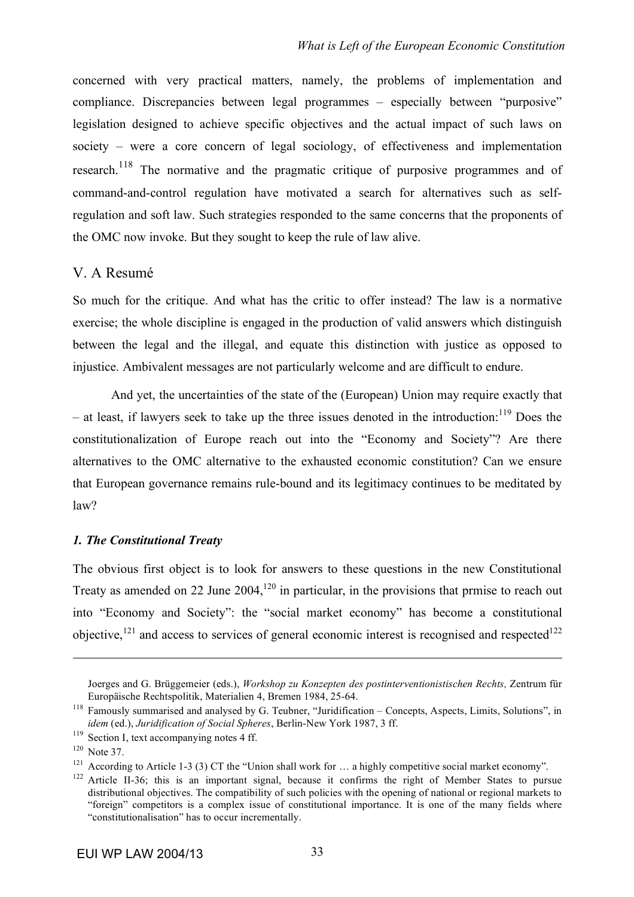concerned with very practical matters, namely, the problems of implementation and compliance. Discrepancies between legal programmes – especially between "purposive" legislation designed to achieve specific objectives and the actual impact of such laws on society – were a core concern of legal sociology, of effectiveness and implementation research.[118] The normative and the pragmatic critique of purposive programmes and of command-and-control regulation have motivated a search for alternatives such as self-regulation and soft law. Such strategies responded to the same concerns that the proponents of the OMC now invoke. But they sought to keep the rule of law alive.

## V. A Resumé

So much for the critique. And what has the critic to offer instead? The law is a normative exercise; the whole discipline is engaged in the production of valid answers which distinguish between the legal and the illegal, and equate this distinction with justice as opposed to injustice. Ambivalent messages are not particularly welcome and are difficult to endure.

And yet, the uncertainties of the state of the (European) Union may require exactly that – at least, if lawyers seek to take up the three issues denoted in the introduction:[119] Does the constitutionalization of Europe reach out into the "Economy and Society"? Are there alternatives to the OMC alternative to the exhausted economic constitution? Can we ensure that European governance remains rule-bound and its legitimacy continues to be meditated by law?

### *1. The Constitutional Treaty*

The obvious first object is to look for answers to these questions in the new Constitutional Treaty as amended on 22 June 2004,[120] in particular, in the provisions that prmise to reach out into "Economy and Society": the "social market economy" has become a constitutional objective,[121] and access to services of general economic interest is recognised and respected[122]

---

Joerges and G. Brüggemeier (eds.), *Workshop zu Konzepten des postinterventionistischen Rechts,* Zentrum für Europäische Rechtspolitik, Materialien 4, Bremen 1984, 25-64.

[118] Famously summarised and analysed by G. Teubner, "Juridification – Concepts, Aspects, Limits, Solutions", in *idem* (ed.), *Juridification of Social Spheres*, Berlin-New York 1987, 3 ff.

[119] Section I, text accompanying notes 4 ff.

[120] Note 37.

[121] According to Article 1-3 (3) CT the "Union shall work for … a highly competitive social market economy".

[122] Article II-36; this is an important signal, because it confirms the right of Member States to pursue distributional objectives. The compatibility of such policies with the opening of national or regional markets to "foreign" competitors is a complex issue of constitutional importance. It is one of the many fields where "constitutionalisation" has to occur incrementally.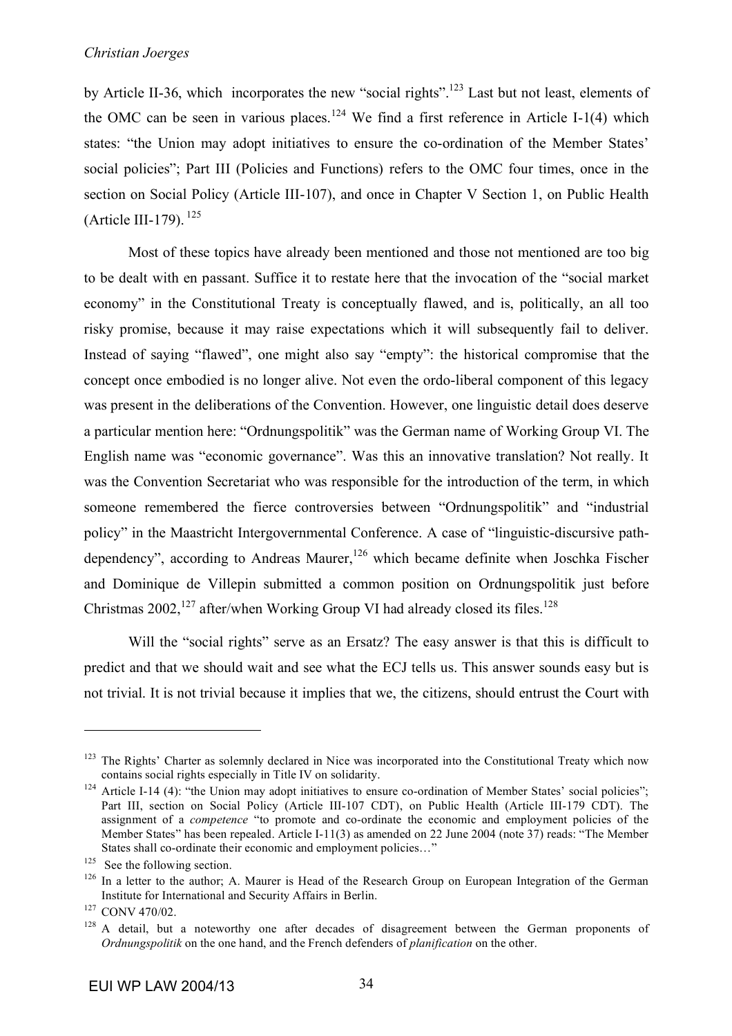by Article II-36, which incorporates the new "social rights".[123] Last but not least, elements of the OMC can be seen in various places.[124] We find a first reference in Article I-1(4) which states: "the Union may adopt initiatives to ensure the co-ordination of the Member States' social policies"; Part III (Policies and Functions) refers to the OMC four times, once in the section on Social Policy (Article III-107), and once in Chapter V Section 1, on Public Health (Article III-179). [125]

Most of these topics have already been mentioned and those not mentioned are too big to be dealt with en passant. Suffice it to restate here that the invocation of the "social market economy" in the Constitutional Treaty is conceptually flawed, and is, politically, an all too risky promise, because it may raise expectations which it will subsequently fail to deliver. Instead of saying "flawed", one might also say "empty": the historical compromise that the concept once embodied is no longer alive. Not even the ordo-liberal component of this legacy was present in the deliberations of the Convention. However, one linguistic detail does deserve a particular mention here: "Ordnungspolitik" was the German name of Working Group VI. The English name was "economic governance". Was this an innovative translation? Not really. It was the Convention Secretariat who was responsible for the introduction of the term, in which someone remembered the fierce controversies between "Ordnungspolitik" and "industrial policy" in the Maastricht Intergovernmental Conference. A case of "linguistic-discursive path-dependency", according to Andreas Maurer,[126] which became definite when Joschka Fischer and Dominique de Villepin submitted a common position on Ordnungspolitik just before Christmas 2002,[127] after/when Working Group VI had already closed its files.[128]

Will the "social rights" serve as an Ersatz? The easy answer is that this is difficult to predict and that we should wait and see what the ECJ tells us. This answer sounds easy but is not trivial. It is not trivial because it implies that we, the citizens, should entrust the Court with

---

[123] The Rights' Charter as solemnly declared in Nice was incorporated into the Constitutional Treaty which now contains social rights especially in Title IV on solidarity.

[124] Article I-14 (4): "the Union may adopt initiatives to ensure co-ordination of Member States' social policies"; Part III, section on Social Policy (Article III-107 CDT), on Public Health (Article III-179 CDT). The assignment of a *competence* "to promote and co-ordinate the economic and employment policies of the Member States" has been repealed. Article I-11(3) as amended on 22 June 2004 (note 37) reads: "The Member States shall co-ordinate their economic and employment policies…"

[125] See the following section.

[126] In a letter to the author; A. Maurer is Head of the Research Group on European Integration of the German Institute for International and Security Affairs in Berlin.

[127] CONV 470/02.

[128] A detail, but a noteworthy one after decades of disagreement between the German proponents of *Ordnungspolitik* on the one hand, and the French defenders of *planification* on the other.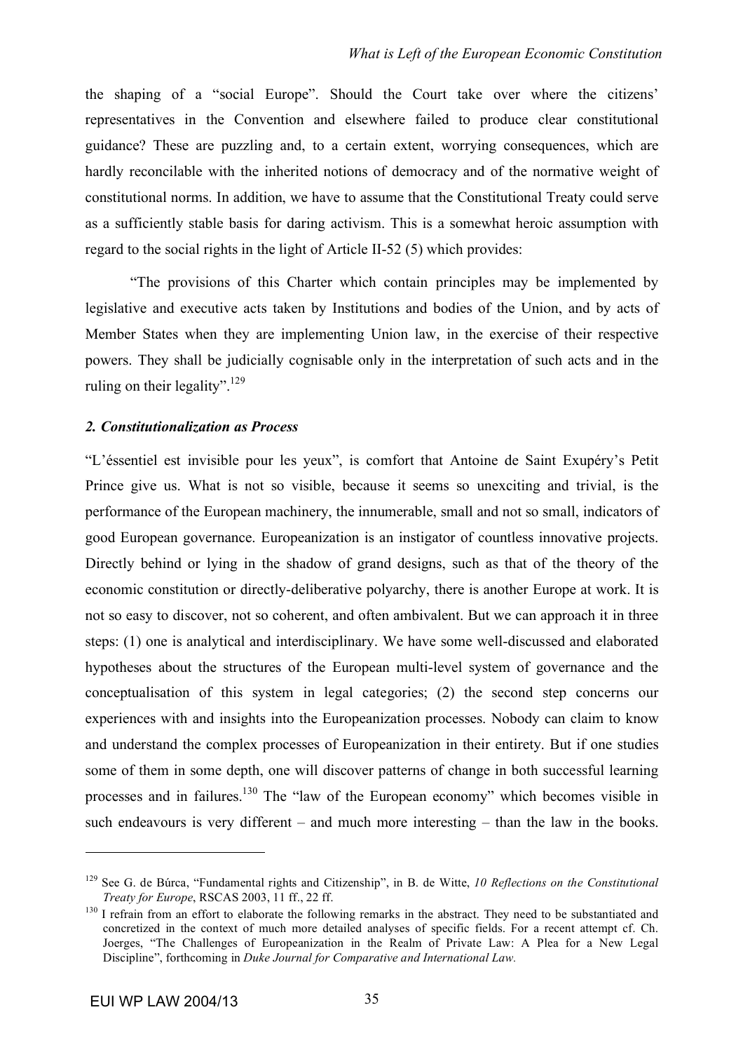the shaping of a "social Europe". Should the Court take over where the citizens' representatives in the Convention and elsewhere failed to produce clear constitutional guidance? These are puzzling and, to a certain extent, worrying consequences, which are hardly reconcilable with the inherited notions of democracy and of the normative weight of constitutional norms. In addition, we have to assume that the Constitutional Treaty could serve as a sufficiently stable basis for daring activism. This is a somewhat heroic assumption with regard to the social rights in the light of Article II-52 (5) which provides:

"The provisions of this Charter which contain principles may be implemented by legislative and executive acts taken by Institutions and bodies of the Union, and by acts of Member States when they are implementing Union law, in the exercise of their respective powers. They shall be judicially cognisable only in the interpretation of such acts and in the ruling on their legality".[129]

### *2. Constitutionalization as Process*

"L'éssentiel est invisible pour les yeux", is comfort that Antoine de Saint Exupéry's Petit Prince give us. What is not so visible, because it seems so unexciting and trivial, is the performance of the European machinery, the innumerable, small and not so small, indicators of good European governance. Europeanization is an instigator of countless innovative projects. Directly behind or lying in the shadow of grand designs, such as that of the theory of the economic constitution or directly-deliberative polyarchy, there is another Europe at work. It is not so easy to discover, not so coherent, and often ambivalent. But we can approach it in three steps: (1) one is analytical and interdisciplinary. We have some well-discussed and elaborated hypotheses about the structures of the European multi-level system of governance and the conceptualisation of this system in legal categories; (2) the second step concerns our experiences with and insights into the Europeanization processes. Nobody can claim to know and understand the complex processes of Europeanization in their entirety. But if one studies some of them in some depth, one will discover patterns of change in both successful learning processes and in failures.[130] The "law of the European economy" which becomes visible in such endeavours is very different – and much more interesting – than the law in the books.

---

[129] See G. de Búrca, "Fundamental rights and Citizenship", in B. de Witte, *10 Reflections on the Constitutional Treaty for Europe*, RSCAS 2003, 11 ff., 22 ff.

[130] I refrain from an effort to elaborate the following remarks in the abstract. They need to be substantiated and concretized in the context of much more detailed analyses of specific fields. For a recent attempt cf. Ch. Joerges, "The Challenges of Europeanization in the Realm of Private Law: A Plea for a New Legal Discipline", forthcoming in *Duke Journal for Comparative and International Law.*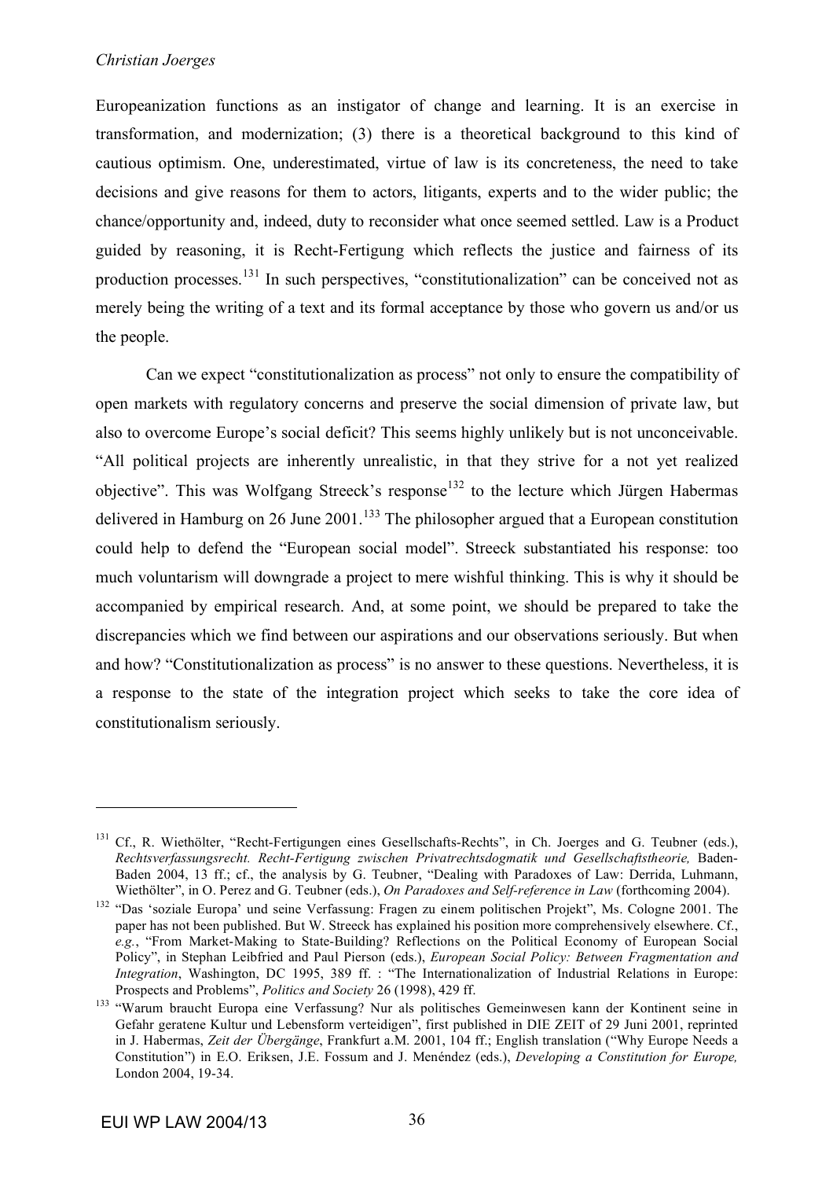Europeanization functions as an instigator of change and learning. It is an exercise in transformation, and modernization; (3) there is a theoretical background to this kind of cautious optimism. One, underestimated, virtue of law is its concreteness, the need to take decisions and give reasons for them to actors, litigants, experts and to the wider public; the chance/opportunity and, indeed, duty to reconsider what once seemed settled. Law is a Product guided by reasoning, it is Recht-Fertigung which reflects the justice and fairness of its production processes.[131] In such perspectives, "constitutionalization" can be conceived not as merely being the writing of a text and its formal acceptance by those who govern us and/or us the people.

Can we expect "constitutionalization as process" not only to ensure the compatibility of open markets with regulatory concerns and preserve the social dimension of private law, but also to overcome Europe's social deficit? This seems highly unlikely but is not unconceivable. "All political projects are inherently unrealistic, in that they strive for a not yet realized objective". This was Wolfgang Streeck's response[132] to the lecture which Jürgen Habermas delivered in Hamburg on 26 June 2001.[133] The philosopher argued that a European constitution could help to defend the "European social model". Streeck substantiated his response: too much voluntarism will downgrade a project to mere wishful thinking. This is why it should be accompanied by empirical research. And, at some point, we should be prepared to take the discrepancies which we find between our aspirations and our observations seriously. But when and how? "Constitutionalization as process" is no answer to these questions. Nevertheless, it is a response to the state of the integration project which seeks to take the core idea of constitutionalism seriously.

---

[131] Cf., R. Wiethölter, "Recht-Fertigungen eines Gesellschafts-Rechts", in Ch. Joerges and G. Teubner (eds.), *Rechtsverfassungsrecht. Recht-Fertigung zwischen Privatrechtsdogmatik und Gesellschaftstheorie,* Baden-Baden 2004, 13 ff.; cf., the analysis by G. Teubner, "Dealing with Paradoxes of Law: Derrida, Luhmann, Wiethölter", in O. Perez and G. Teubner (eds.), *On Paradoxes and Self-reference in Law* (forthcoming 2004).

[132] "Das 'soziale Europa' und seine Verfassung: Fragen zu einem politischen Projekt", Ms. Cologne 2001. The paper has not been published. But W. Streeck has explained his position more comprehensively elsewhere. Cf., *e.g.*, "From Market-Making to State-Building? Reflections on the Political Economy of European Social Policy", in Stephan Leibfried and Paul Pierson (eds.), *European Social Policy: Between Fragmentation and Integration*, Washington, DC 1995, 389 ff. : "The Internationalization of Industrial Relations in Europe: Prospects and Problems", *Politics and Society* 26 (1998), 429 ff.

[133] "Warum braucht Europa eine Verfassung? Nur als politisches Gemeinwesen kann der Kontinent seine in Gefahr geratene Kultur und Lebensform verteidigen", first published in DIE ZEIT of 29 Juni 2001, reprinted in J. Habermas, *Zeit der Übergänge*, Frankfurt a.M. 2001, 104 ff.; English translation ("Why Europe Needs a Constitution") in E.O. Eriksen, J.E. Fossum and J. Menéndez (eds.), *Developing a Constitution for Europe,* London 2004, 19-34.